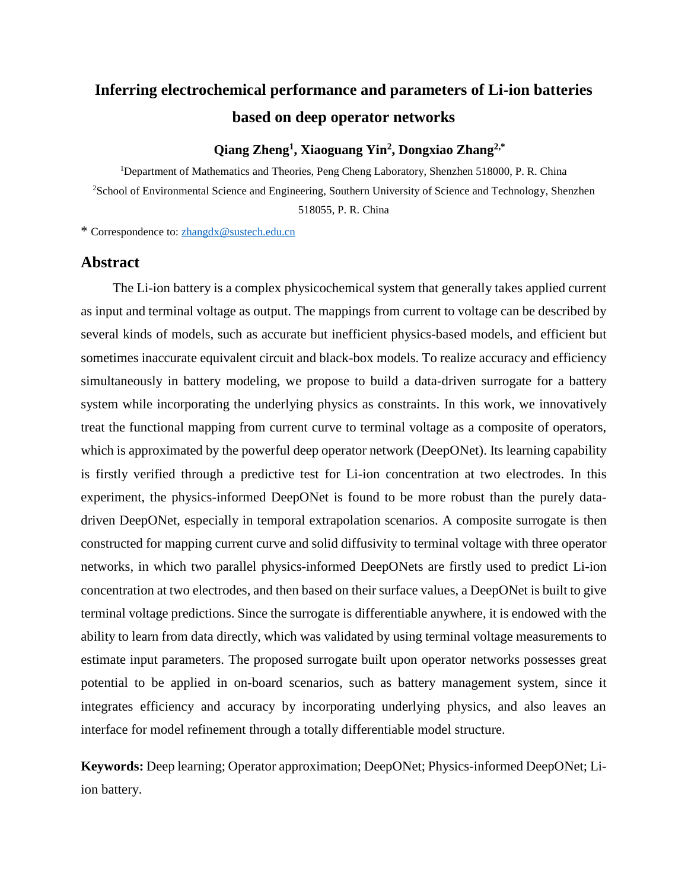# Inferring electrochemical performance and parameters of Li-ion batteries based on deep operator networks

**Qiang Zheng[1], Xiaoguang Yin[2], Dongxiao Zhang[2,*]**

[1]Department of Mathematics and Theories, Peng Cheng Laboratory, Shenzhen 518000, P. R. China

[2]School of Environmental Science and Engineering, Southern University of Science and Technology, Shenzhen 518055, P. R. China

\* Correspondence to: zhangdx@sustech.edu.cn

## Abstract

The Li-ion battery is a complex physicochemical system that generally takes applied current as input and terminal voltage as output. The mappings from current to voltage can be described by several kinds of models, such as accurate but inefficient physics-based models, and efficient but sometimes inaccurate equivalent circuit and black-box models. To realize accuracy and efficiency simultaneously in battery modeling, we propose to build a data-driven surrogate for a battery system while incorporating the underlying physics as constraints. In this work, we innovatively treat the functional mapping from current curve to terminal voltage as a composite of operators, which is approximated by the powerful deep operator network (DeepONet). Its learning capability is firstly verified through a predictive test for Li-ion concentration at two electrodes. In this experiment, the physics-informed DeepONet is found to be more robust than the purely data-driven DeepONet, especially in temporal extrapolation scenarios. A composite surrogate is then constructed for mapping current curve and solid diffusivity to terminal voltage with three operator networks, in which two parallel physics-informed DeepONets are firstly used to predict Li-ion concentration at two electrodes, and then based on their surface values, a DeepONet is built to give terminal voltage predictions. Since the surrogate is differentiable anywhere, it is endowed with the ability to learn from data directly, which was validated by using terminal voltage measurements to estimate input parameters. The proposed surrogate built upon operator networks possesses great potential to be applied in on-board scenarios, such as battery management system, since it integrates efficiency and accuracy by incorporating underlying physics, and also leaves an interface for model refinement through a totally differentiable model structure.

**Keywords:** Deep learning; Operator approximation; DeepONet; Physics-informed DeepONet; Li-ion battery.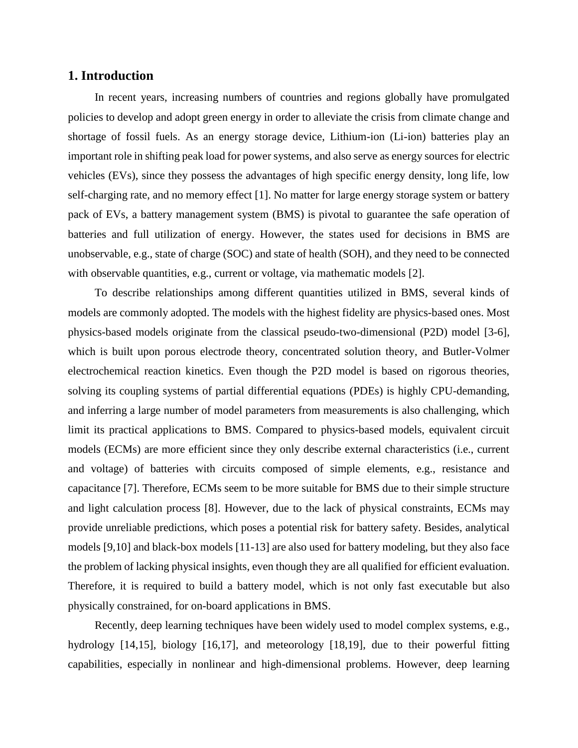## 1. Introduction

In recent years, increasing numbers of countries and regions globally have promulgated policies to develop and adopt green energy in order to alleviate the crisis from climate change and shortage of fossil fuels. As an energy storage device, Lithium-ion (Li-ion) batteries play an important role in shifting peak load for power systems, and also serve as energy sources for electric vehicles (EVs), since they possess the advantages of high specific energy density, long life, low self-charging rate, and no memory effect [1]. No matter for large energy storage system or battery pack of EVs, a battery management system (BMS) is pivotal to guarantee the safe operation of batteries and full utilization of energy. However, the states used for decisions in BMS are unobservable, e.g., state of charge (SOC) and state of health (SOH), and they need to be connected with observable quantities, e.g., current or voltage, via mathematic models [2].

To describe relationships among different quantities utilized in BMS, several kinds of models are commonly adopted. The models with the highest fidelity are physics-based ones. Most physics-based models originate from the classical pseudo-two-dimensional (P2D) model [3-6], which is built upon porous electrode theory, concentrated solution theory, and Butler-Volmer electrochemical reaction kinetics. Even though the P2D model is based on rigorous theories, solving its coupling systems of partial differential equations (PDEs) is highly CPU-demanding, and inferring a large number of model parameters from measurements is also challenging, which limit its practical applications to BMS. Compared to physics-based models, equivalent circuit models (ECMs) are more efficient since they only describe external characteristics (i.e., current and voltage) of batteries with circuits composed of simple elements, e.g., resistance and capacitance [7]. Therefore, ECMs seem to be more suitable for BMS due to their simple structure and light calculation process [8]. However, due to the lack of physical constraints, ECMs may provide unreliable predictions, which poses a potential risk for battery safety. Besides, analytical models [9,10] and black-box models [11-13] are also used for battery modeling, but they also face the problem of lacking physical insights, even though they are all qualified for efficient evaluation. Therefore, it is required to build a battery model, which is not only fast executable but also physically constrained, for on-board applications in BMS.

Recently, deep learning techniques have been widely used to model complex systems, e.g., hydrology [14,15], biology [16,17], and meteorology [18,19], due to their powerful fitting capabilities, especially in nonlinear and high-dimensional problems. However, deep learning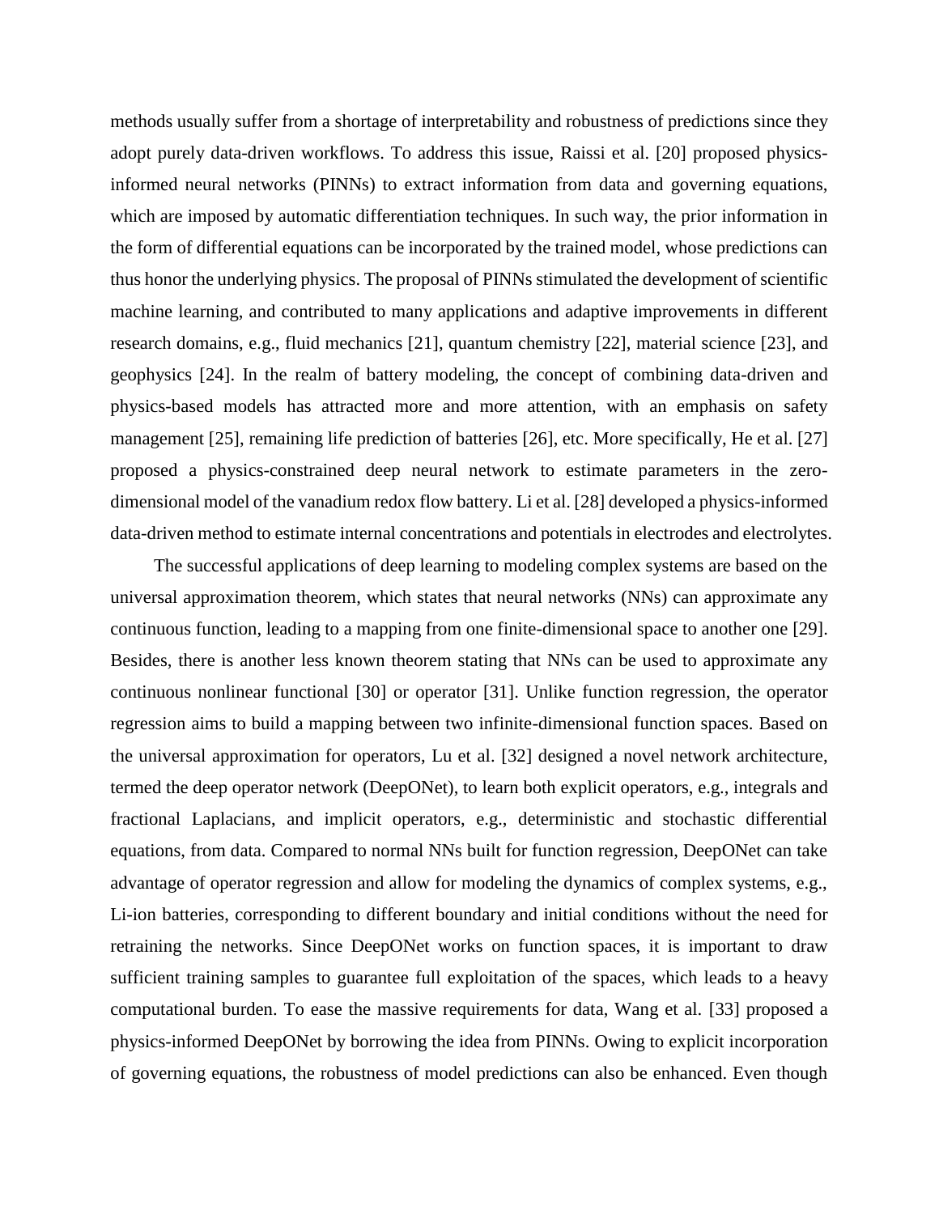methods usually suffer from a shortage of interpretability and robustness of predictions since they adopt purely data-driven workflows. To address this issue, Raissi et al. [20] proposed physics-informed neural networks (PINNs) to extract information from data and governing equations, which are imposed by automatic differentiation techniques. In such way, the prior information in the form of differential equations can be incorporated by the trained model, whose predictions can thus honor the underlying physics. The proposal of PINNs stimulated the development of scientific machine learning, and contributed to many applications and adaptive improvements in different research domains, e.g., fluid mechanics [21], quantum chemistry [22], material science [23], and geophysics [24]. In the realm of battery modeling, the concept of combining data-driven and physics-based models has attracted more and more attention, with an emphasis on safety management [25], remaining life prediction of batteries [26], etc. More specifically, He et al. [27] proposed a physics-constrained deep neural network to estimate parameters in the zero-dimensional model of the vanadium redox flow battery. Li et al. [28] developed a physics-informed data-driven method to estimate internal concentrations and potentials in electrodes and electrolytes.

The successful applications of deep learning to modeling complex systems are based on the universal approximation theorem, which states that neural networks (NNs) can approximate any continuous function, leading to a mapping from one finite-dimensional space to another one [29]. Besides, there is another less known theorem stating that NNs can be used to approximate any continuous nonlinear functional [30] or operator [31]. Unlike function regression, the operator regression aims to build a mapping between two infinite-dimensional function spaces. Based on the universal approximation for operators, Lu et al. [32] designed a novel network architecture, termed the deep operator network (DeepONet), to learn both explicit operators, e.g., integrals and fractional Laplacians, and implicit operators, e.g., deterministic and stochastic differential equations, from data. Compared to normal NNs built for function regression, DeepONet can take advantage of operator regression and allow for modeling the dynamics of complex systems, e.g., Li-ion batteries, corresponding to different boundary and initial conditions without the need for retraining the networks. Since DeepONet works on function spaces, it is important to draw sufficient training samples to guarantee full exploitation of the spaces, which leads to a heavy computational burden. To ease the massive requirements for data, Wang et al. [33] proposed a physics-informed DeepONet by borrowing the idea from PINNs. Owing to explicit incorporation of governing equations, the robustness of model predictions can also be enhanced. Even though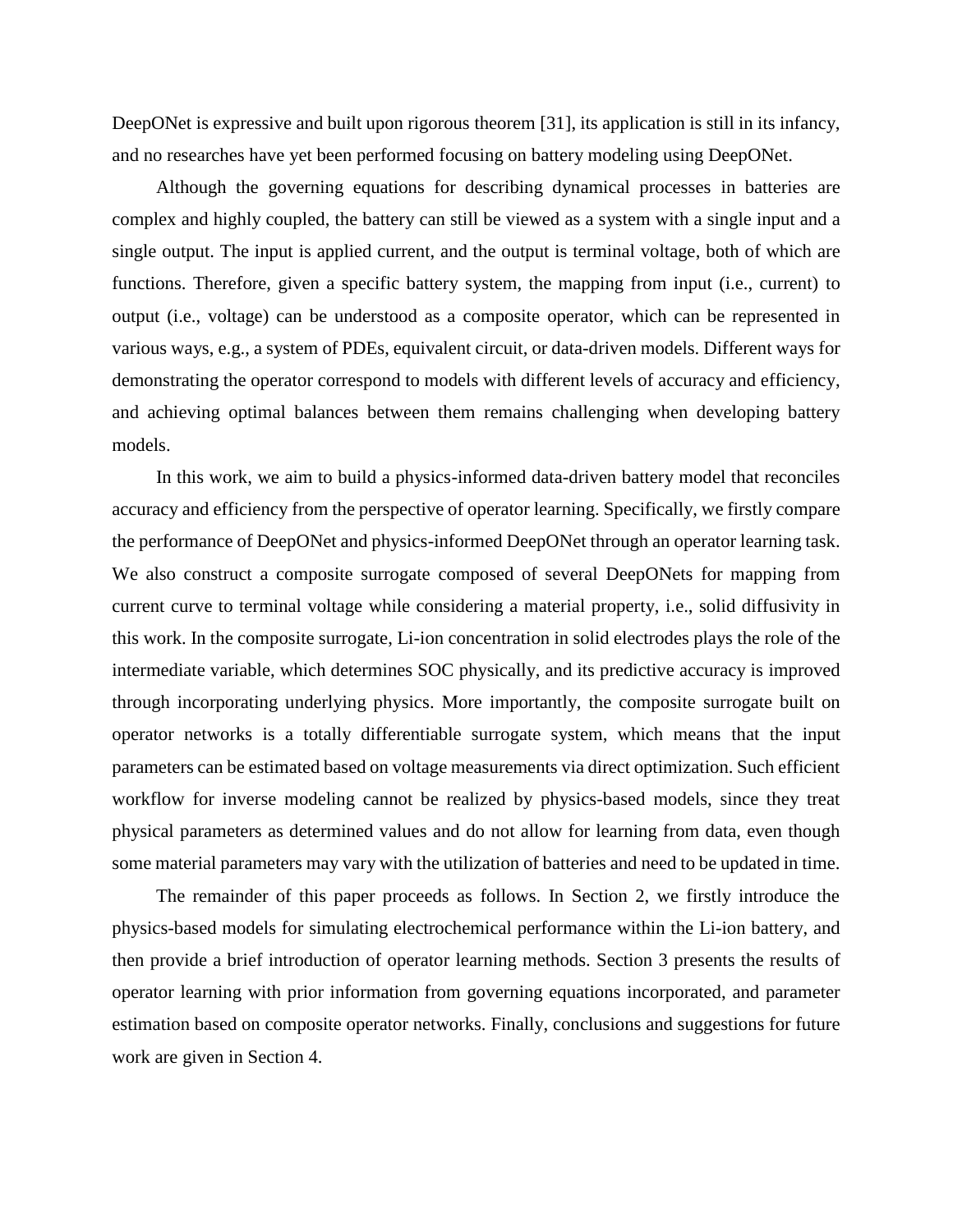DeepONet is expressive and built upon rigorous theorem [31], its application is still in its infancy, and no researches have yet been performed focusing on battery modeling using DeepONet.

Although the governing equations for describing dynamical processes in batteries are complex and highly coupled, the battery can still be viewed as a system with a single input and a single output. The input is applied current, and the output is terminal voltage, both of which are functions. Therefore, given a specific battery system, the mapping from input (i.e., current) to output (i.e., voltage) can be understood as a composite operator, which can be represented in various ways, e.g., a system of PDEs, equivalent circuit, or data-driven models. Different ways for demonstrating the operator correspond to models with different levels of accuracy and efficiency, and achieving optimal balances between them remains challenging when developing battery models.

In this work, we aim to build a physics-informed data-driven battery model that reconciles accuracy and efficiency from the perspective of operator learning. Specifically, we firstly compare the performance of DeepONet and physics-informed DeepONet through an operator learning task. We also construct a composite surrogate composed of several DeepONets for mapping from current curve to terminal voltage while considering a material property, i.e., solid diffusivity in this work. In the composite surrogate, Li-ion concentration in solid electrodes plays the role of the intermediate variable, which determines SOC physically, and its predictive accuracy is improved through incorporating underlying physics. More importantly, the composite surrogate built on operator networks is a totally differentiable surrogate system, which means that the input parameters can be estimated based on voltage measurements via direct optimization. Such efficient workflow for inverse modeling cannot be realized by physics-based models, since they treat physical parameters as determined values and do not allow for learning from data, even though some material parameters may vary with the utilization of batteries and need to be updated in time.

The remainder of this paper proceeds as follows. In Section 2, we firstly introduce the physics-based models for simulating electrochemical performance within the Li-ion battery, and then provide a brief introduction of operator learning methods. Section 3 presents the results of operator learning with prior information from governing equations incorporated, and parameter estimation based on composite operator networks. Finally, conclusions and suggestions for future work are given in Section 4.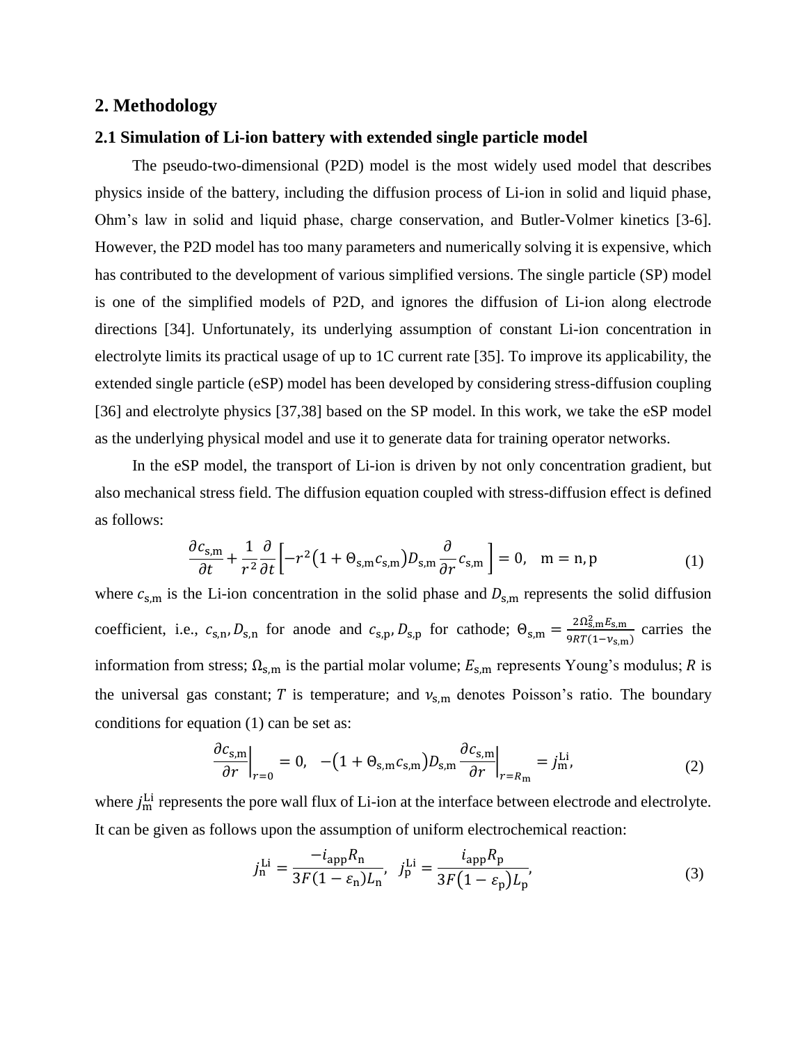## 2. Methodology

### 2.1 Simulation of Li-ion battery with extended single particle model

The pseudo-two-dimensional (P2D) model is the most widely used model that describes physics inside of the battery, including the diffusion process of Li-ion in solid and liquid phase, Ohm's law in solid and liquid phase, charge conservation, and Butler-Volmer kinetics [3-6]. However, the P2D model has too many parameters and numerically solving it is expensive, which has contributed to the development of various simplified versions. The single particle (SP) model is one of the simplified models of P2D, and ignores the diffusion of Li-ion along electrode directions [34]. Unfortunately, its underlying assumption of constant Li-ion concentration in electrolyte limits its practical usage of up to 1C current rate [35]. To improve its applicability, the extended single particle (eSP) model has been developed by considering stress-diffusion coupling [36] and electrolyte physics [37,38] based on the SP model. In this work, we take the eSP model as the underlying physical model and use it to generate data for training operator networks.

In the eSP model, the transport of Li-ion is driven by not only concentration gradient, but also mechanical stress field. The diffusion equation coupled with stress-diffusion effect is defined as follows:

$$\frac{\partial c_{\mathrm{s,m}}}{\partial t}+\frac{1}{r^2}\frac{\partial}{\partial t}\left[-r^2\left(1+\Theta_{\mathrm{s,m}}c_{\mathrm{s,m}}\right)D_{\mathrm{s,m}}\frac{\partial}{\partial r}c_{\mathrm{s,m}}\right]=0,\quad \mathrm{m}=\mathrm{n},\mathrm{p} \tag{1}$$

where $c_{\mathrm{s,m}}$ is the Li-ion concentration in the solid phase and $D_{\mathrm{s,m}}$ represents the solid diffusion coefficient, i.e., $c_{\mathrm{s,n}}, D_{\mathrm{s,n}}$ for anode and $c_{\mathrm{s,p}}, D_{\mathrm{s,p}}$ for cathode; $\Theta_{\mathrm{s,m}}=\frac{2\Omega_{\mathrm{s,m}}^2 E_{\mathrm{s,m}}}{9RT(1-\nu_{\mathrm{s,m}})}$ carries the information from stress; $\Omega_{\mathrm{s,m}}$ is the partial molar volume; $E_{\mathrm{s,m}}$ represents Young's modulus; $R$ is the universal gas constant; $T$ is temperature; and $\nu_{\mathrm{s,m}}$ denotes Poisson's ratio. The boundary conditions for equation (1) can be set as:

$$\left.\frac{\partial c_{\mathrm{s,m}}}{\partial r}\right|_{r=0}=0,\quad \left.-\left(1+\Theta_{\mathrm{s,m}}c_{\mathrm{s,m}}\right)D_{\mathrm{s,m}}\frac{\partial c_{\mathrm{s,m}}}{\partial r}\right|_{r=R_{\mathrm{m}}}=j_{\mathrm{m}}^{\mathrm{Li}}, \tag{2}$$

where $j_{\mathrm{m}}^{\mathrm{Li}}$ represents the pore wall flux of Li-ion at the interface between electrode and electrolyte. It can be given as follows upon the assumption of uniform electrochemical reaction:

$$j_{\mathrm{n}}^{\mathrm{Li}}=\frac{-i_{\mathrm{app}}R_{\mathrm{n}}}{3F(1-\varepsilon_{\mathrm{n}})L_{\mathrm{n}}},\quad j_{\mathrm{p}}^{\mathrm{Li}}=\frac{i_{\mathrm{app}}R_{\mathrm{p}}}{3F\left(1-\varepsilon_{\mathrm{p}}\right)L_{\mathrm{p}}}, \tag{3}$$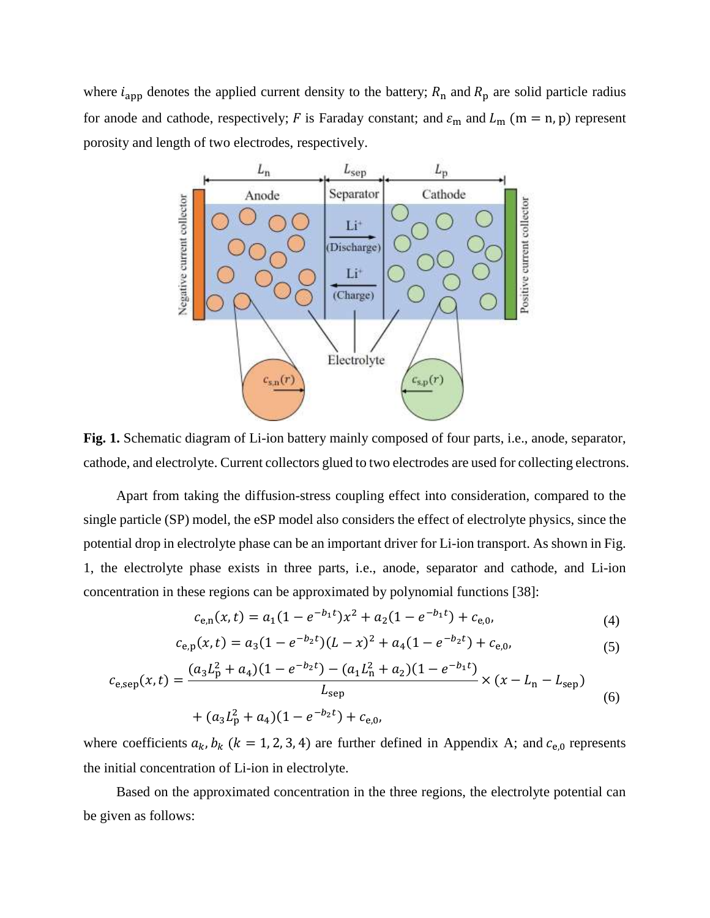where $i_{\text{app}}$ denotes the applied current density to the battery; $R_{\text{n}}$ and $R_{\text{p}}$ are solid particle radius for anode and cathode, respectively; $F$ is Faraday constant; and $\varepsilon_{\text{m}}$ and $L_{\text{m}}$ (m = n, p) represent porosity and length of two electrodes, respectively.

**Fig. 1.** Schematic diagram of Li-ion battery mainly composed of four parts, i.e., anode, separator, cathode, and electrolyte. Current collectors glued to two electrodes are used for collecting electrons.

Apart from taking the diffusion-stress coupling effect into consideration, compared to the single particle (SP) model, the eSP model also considers the effect of electrolyte physics, since the potential drop in electrolyte phase can be an important driver for Li-ion transport. As shown in Fig. 1, the electrolyte phase exists in three parts, i.e., anode, separator and cathode, and Li-ion concentration in these regions can be approximated by polynomial functions [38]:

$$c_{\text{e,n}}(x,t) = a_1(1-e^{-b_1 t})x^2 + a_2(1-e^{-b_1 t}) + c_{\text{e,0}}, \tag{4}$$

$$c_{\text{e,p}}(x,t) = a_3(1-e^{-b_2 t})(L-x)^2 + a_4(1-e^{-b_2 t}) + c_{\text{e,0}}, \tag{5}$$

$$c_{\text{e,sep}}(x,t) = \frac{(a_3 L_{\text{p}}^2 + a_4)(1-e^{-b_2 t}) - (a_1 L_{\text{n}}^2 + a_2)(1-e^{-b_1 t})}{L_{\text{sep}}} \times (x - L_{\text{n}} - L_{\text{sep}}) + (a_3 L_{\text{p}}^2 + a_4)(1-e^{-b_2 t}) + c_{\text{e,0}}, \tag{6}$$

where coefficients $a_k, b_k$ $(k = 1, 2, 3, 4)$ are further defined in Appendix A; and $c_{\text{e,0}}$ represents the initial concentration of Li-ion in electrolyte.

Based on the approximated concentration in the three regions, the electrolyte potential can be given as follows: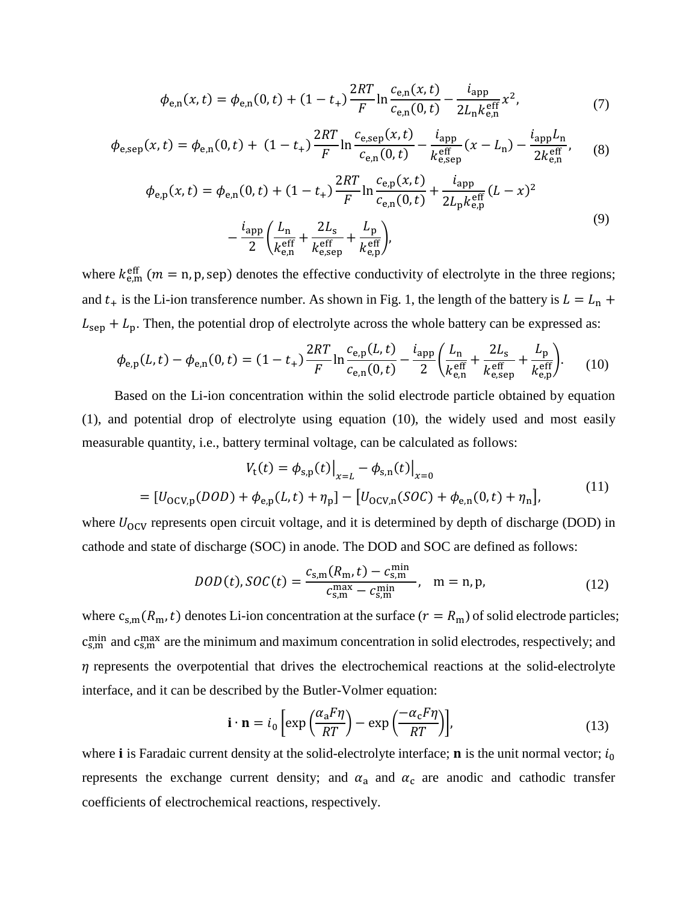$$\phi_{\mathrm{e,n}}(x,t) = \phi_{\mathrm{e,n}}(0,t) + (1-t_+)\frac{2RT}{F}\ln\frac{c_{\mathrm{e,n}}(x,t)}{c_{\mathrm{e,n}}(0,t)} - \frac{i_{\mathrm{app}}}{2L_{\mathrm{n}}k_{\mathrm{e,n}}^{\mathrm{eff}}}x^2, \tag{7}$$

$$\phi_{\mathrm{e,sep}}(x,t) = \phi_{\mathrm{e,n}}(0,t) + (1-t_+)\frac{2RT}{F}\ln\frac{c_{\mathrm{e,sep}}(x,t)}{c_{\mathrm{e,n}}(0,t)} - \frac{i_{\mathrm{app}}}{k_{\mathrm{e,sep}}^{\mathrm{eff}}}(x-L_{\mathrm{n}}) - \frac{i_{\mathrm{app}}L_{\mathrm{n}}}{2k_{\mathrm{e,n}}^{\mathrm{eff}}}, \tag{8}$$

$$\begin{aligned}\phi_{\mathrm{e,p}}(x,t) = \phi_{\mathrm{e,n}}(0,t) + (1-t_+)\frac{2RT}{F}\ln\frac{c_{\mathrm{e,p}}(x,t)}{c_{\mathrm{e,n}}(0,t)} + \frac{i_{\mathrm{app}}}{2L_{\mathrm{p}}k_{\mathrm{e,p}}^{\mathrm{eff}}}(L-x)^2 \\ - \frac{i_{\mathrm{app}}}{2}\left(\frac{L_{\mathrm{n}}}{k_{\mathrm{e,n}}^{\mathrm{eff}}} + \frac{2L_{\mathrm{s}}}{k_{\mathrm{e,sep}}^{\mathrm{eff}}} + \frac{L_{\mathrm{p}}}{k_{\mathrm{e,p}}^{\mathrm{eff}}}\right),\end{aligned} \tag{9}$$

where $k_{\mathrm{e,m}}^{\mathrm{eff}}$ $(m = \mathrm{n,p,sep})$ denotes the effective conductivity of electrolyte in the three regions; and $t_+$ is the Li-ion transference number. As shown in Fig. 1, the length of the battery is $L = L_{\mathrm{n}} + L_{\mathrm{sep}} + L_{\mathrm{p}}$. Then, the potential drop of electrolyte across the whole battery can be expressed as:

$$\phi_{\mathrm{e,p}}(L,t) - \phi_{\mathrm{e,n}}(0,t) = (1-t_+)\frac{2RT}{F}\ln\frac{c_{\mathrm{e,p}}(L,t)}{c_{\mathrm{e,n}}(0,t)} - \frac{i_{\mathrm{app}}}{2}\left(\frac{L_{\mathrm{n}}}{k_{\mathrm{e,n}}^{\mathrm{eff}}} + \frac{2L_{\mathrm{s}}}{k_{\mathrm{e,sep}}^{\mathrm{eff}}} + \frac{L_{\mathrm{p}}}{k_{\mathrm{e,p}}^{\mathrm{eff}}}\right). \tag{10}$$

Based on the Li-ion concentration within the solid electrode particle obtained by equation (1), and potential drop of electrolyte using equation (10), the widely used and most easily measurable quantity, i.e., battery terminal voltage, can be calculated as follows:

$$\begin{aligned}V_{\mathrm{t}}(t) &= \phi_{\mathrm{s,p}}(t)\big|_{x=L} - \phi_{\mathrm{s,n}}(t)\big|_{x=0} \\ &= [U_{\mathrm{OCV,p}}(DOD) + \phi_{\mathrm{e,p}}(L,t) + \eta_{\mathrm{p}}] - [U_{\mathrm{OCV,n}}(SOC) + \phi_{\mathrm{e,n}}(0,t) + \eta_{\mathrm{n}}],\end{aligned} \tag{11}$$

where $U_{\mathrm{OCV}}$ represents open circuit voltage, and it is determined by depth of discharge (DOD) in cathode and state of discharge (SOC) in anode. The DOD and SOC are defined as follows:

$$DOD(t), SOC(t) = \frac{c_{\mathrm{s,m}}(R_{\mathrm{m}},t) - c_{\mathrm{s,m}}^{\mathrm{min}}}{c_{\mathrm{s,m}}^{\mathrm{max}} - c_{\mathrm{s,m}}^{\mathrm{min}}}, \quad \mathrm{m} = \mathrm{n,p}, \tag{12}$$

where $c_{\mathrm{s,m}}(R_{\mathrm{m}},t)$ denotes Li-ion concentration at the surface ($r = R_{\mathrm{m}}$) of solid electrode particles; $c_{\mathrm{s,m}}^{\mathrm{min}}$ and $c_{\mathrm{s,m}}^{\mathrm{max}}$ are the minimum and maximum concentration in solid electrodes, respectively; and $\eta$ represents the overpotential that drives the electrochemical reactions at the solid-electrolyte interface, and it can be described by the Butler-Volmer equation:

$$\mathbf{i}\cdot\mathbf{n} = i_0\left[\exp\left(\frac{\alpha_{\mathrm{a}}F\eta}{RT}\right) - \exp\left(\frac{-\alpha_{\mathrm{c}}F\eta}{RT}\right)\right], \tag{13}$$

where $\mathbf{i}$ is Faradaic current density at the solid-electrolyte interface; $\mathbf{n}$ is the unit normal vector; $i_0$ represents the exchange current density; and $\alpha_{\mathrm{a}}$ and $\alpha_{\mathrm{c}}$ are anodic and cathodic transfer coefficients of electrochemical reactions, respectively.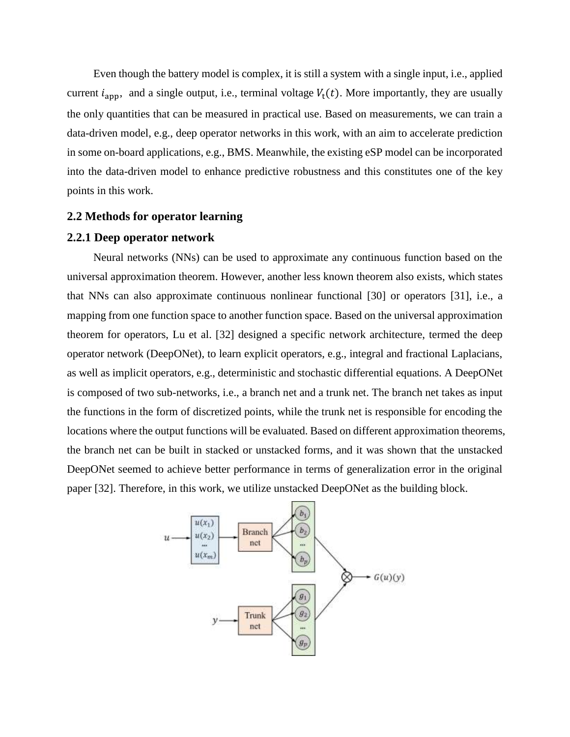Even though the battery model is complex, it is still a system with a single input, i.e., applied current $i_{\mathrm{app}}$, and a single output, i.e., terminal voltage $V_{\mathrm{t}}(t)$. More importantly, they are usually the only quantities that can be measured in practical use. Based on measurements, we can train a data-driven model, e.g., deep operator networks in this work, with an aim to accelerate prediction in some on-board applications, e.g., BMS. Meanwhile, the existing eSP model can be incorporated into the data-driven model to enhance predictive robustness and this constitutes one of the key points in this work.

## 2.2 Methods for operator learning

### 2.2.1 Deep operator network

Neural networks (NNs) can be used to approximate any continuous function based on the universal approximation theorem. However, another less known theorem also exists, which states that NNs can also approximate continuous nonlinear functional [30] or operators [31], i.e., a mapping from one function space to another function space. Based on the universal approximation theorem for operators, Lu et al. [32] designed a specific network architecture, termed the deep operator network (DeepONet), to learn explicit operators, e.g., integral and fractional Laplacians, as well as implicit operators, e.g., deterministic and stochastic differential equations. A DeepONet is composed of two sub-networks, i.e., a branch net and a trunk net. The branch net takes as input the functions in the form of discretized points, while the trunk net is responsible for encoding the locations where the output functions will be evaluated. Based on different approximation theorems, the branch net can be built in stacked or unstacked forms, and it was shown that the unstacked DeepONet seemed to achieve better performance in terms of generalization error in the original paper [32]. Therefore, in this work, we utilize unstacked DeepONet as the building block.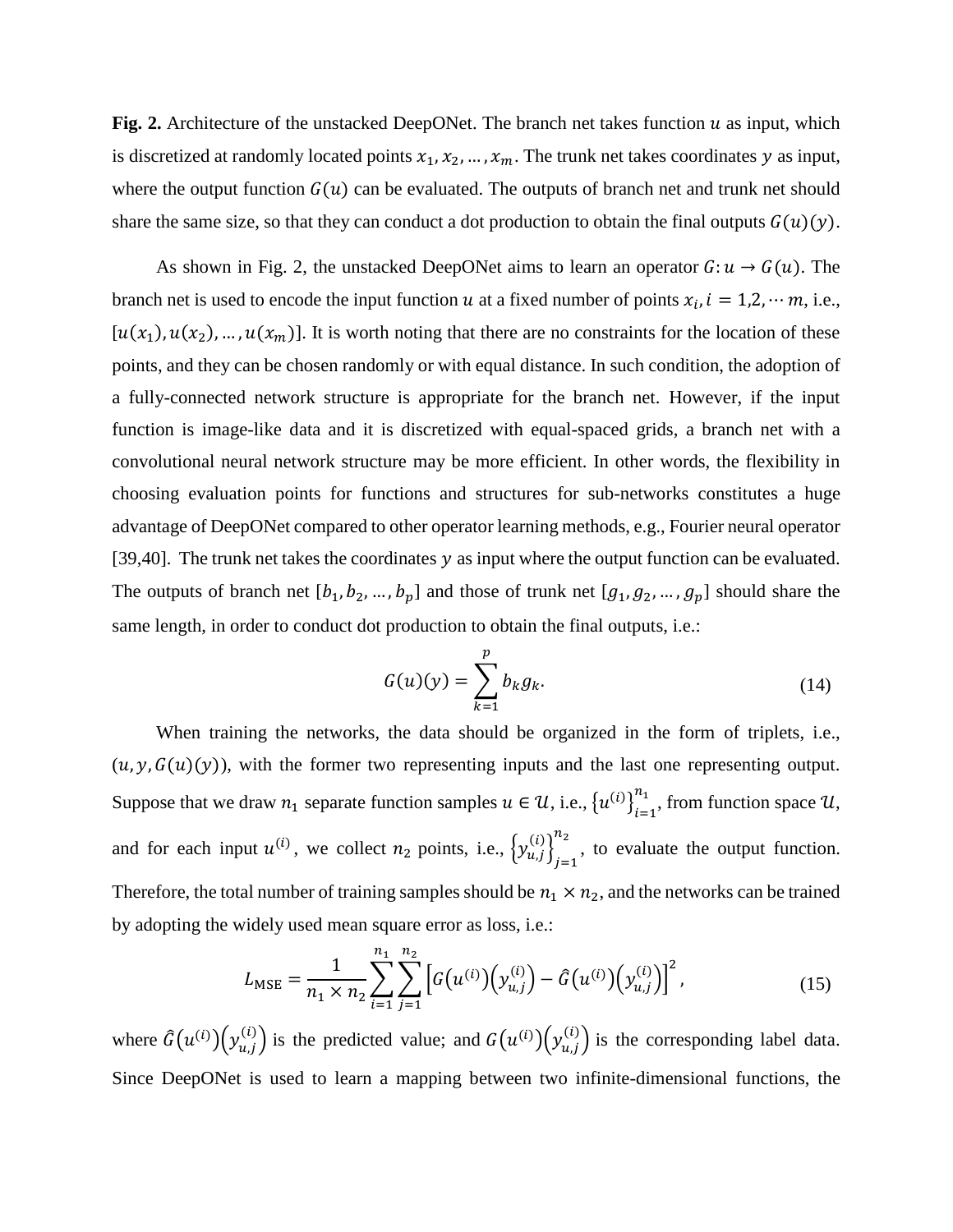**Fig. 2.** Architecture of the unstacked DeepONet. The branch net takes function $u$ as input, which is discretized at randomly located points $x_1, x_2, \dots, x_m$. The trunk net takes coordinates $y$ as input, where the output function $G(u)$ can be evaluated. The outputs of branch net and trunk net should share the same size, so that they can conduct a dot production to obtain the final outputs $G(u)(y)$.

As shown in Fig. 2, the unstacked DeepONet aims to learn an operator $G: u \to G(u)$. The branch net is used to encode the input function $u$ at a fixed number of points $x_i, i = 1,2, \cdots m$, i.e., $[u(x_1), u(x_2), \dots, u(x_m)]$. It is worth noting that there are no constraints for the location of these points, and they can be chosen randomly or with equal distance. In such condition, the adoption of a fully-connected network structure is appropriate for the branch net. However, if the input function is image-like data and it is discretized with equal-spaced grids, a branch net with a convolutional neural network structure may be more efficient. In other words, the flexibility in choosing evaluation points for functions and structures for sub-networks constitutes a huge advantage of DeepONet compared to other operator learning methods, e.g., Fourier neural operator [39,40]. The trunk net takes the coordinates $y$ as input where the output function can be evaluated. The outputs of branch net $[b_1, b_2, \dots, b_p]$ and those of trunk net $[g_1, g_2, \dots, g_p]$ should share the same length, in order to conduct dot production to obtain the final outputs, i.e.:

$$G(u)(y) = \sum_{k=1}^{p} b_k g_k. \tag{14}$$

When training the networks, the data should be organized in the form of triplets, i.e., $(u, y, G(u)(y))$, with the former two representing inputs and the last one representing output. Suppose that we draw $n_1$ separate function samples $u \in \mathcal{U}$, i.e., $\{u^{(i)}\}_{i=1}^{n_1}$, from function space $\mathcal{U}$, and for each input $u^{(i)}$, we collect $n_2$ points, i.e., $\{y_{u,j}^{(i)}\}_{j=1}^{n_2}$, to evaluate the output function. Therefore, the total number of training samples should be $n_1 \times n_2$, and the networks can be trained by adopting the widely used mean square error as loss, i.e.:

$$L_{\text{MSE}} = \frac{1}{n_1 \times n_2} \sum_{i=1}^{n_1} \sum_{j=1}^{n_2} \left[ G\left(u^{(i)}\right)\left(y_{u,j}^{(i)}\right) - \hat{G}\left(u^{(i)}\right)\left(y_{u,j}^{(i)}\right) \right]^2, \tag{15}$$

where $\hat{G}\left(u^{(i)}\right)\left(y_{u,j}^{(i)}\right)$ is the predicted value; and $G\left(u^{(i)}\right)\left(y_{u,j}^{(i)}\right)$ is the corresponding label data. Since DeepONet is used to learn a mapping between two infinite-dimensional functions, the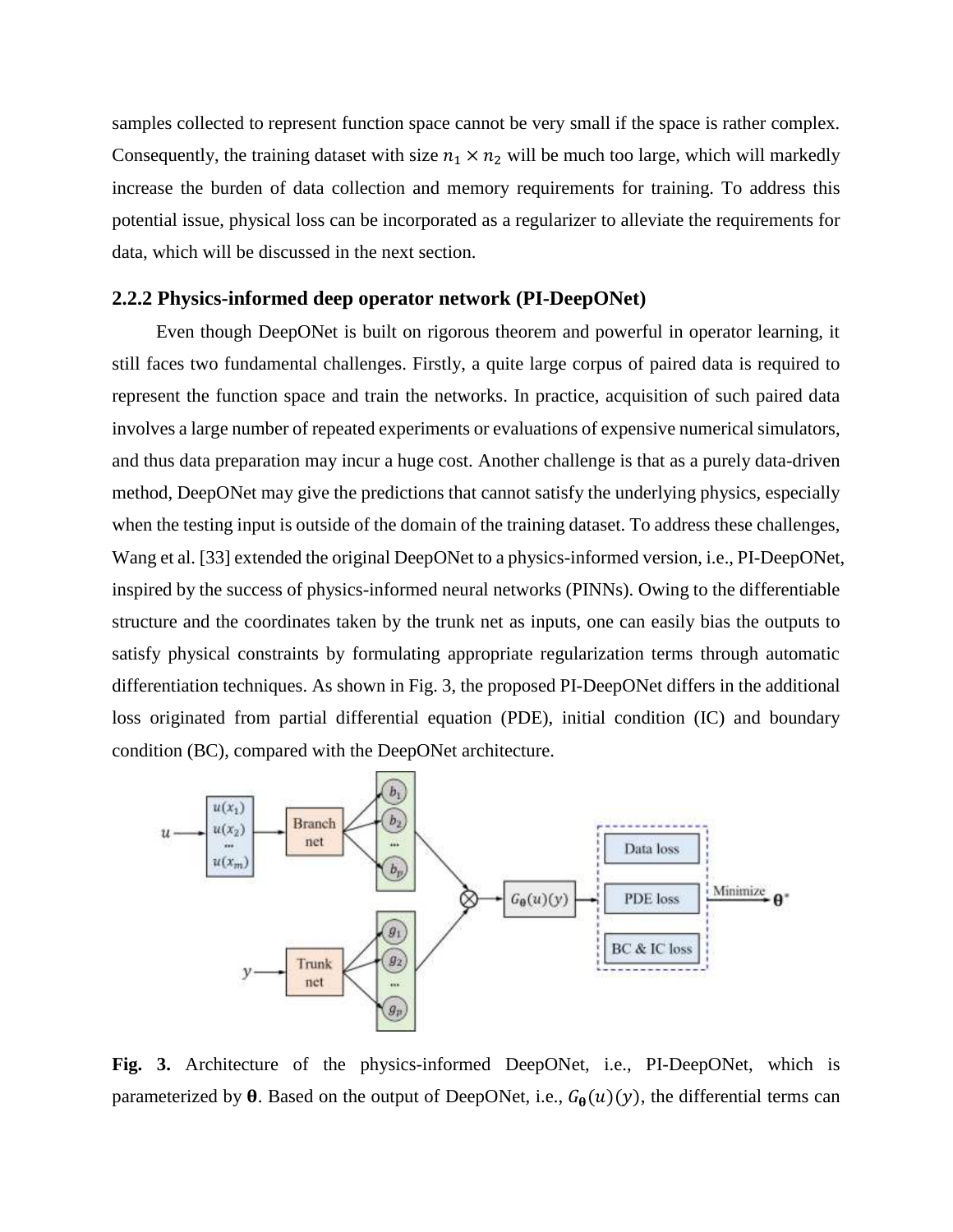samples collected to represent function space cannot be very small if the space is rather complex. Consequently, the training dataset with size $n_1 \times n_2$ will be much too large, which will markedly increase the burden of data collection and memory requirements for training. To address this potential issue, physical loss can be incorporated as a regularizer to alleviate the requirements for data, which will be discussed in the next section.

### 2.2.2 Physics-informed deep operator network (PI-DeepONet)

Even though DeepONet is built on rigorous theorem and powerful in operator learning, it still faces two fundamental challenges. Firstly, a quite large corpus of paired data is required to represent the function space and train the networks. In practice, acquisition of such paired data involves a large number of repeated experiments or evaluations of expensive numerical simulators, and thus data preparation may incur a huge cost. Another challenge is that as a purely data-driven method, DeepONet may give the predictions that cannot satisfy the underlying physics, especially when the testing input is outside of the domain of the training dataset. To address these challenges, Wang et al. [33] extended the original DeepONet to a physics-informed version, i.e., PI-DeepONet, inspired by the success of physics-informed neural networks (PINNs). Owing to the differentiable structure and the coordinates taken by the trunk net as inputs, one can easily bias the outputs to satisfy physical constraints by formulating appropriate regularization terms through automatic differentiation techniques. As shown in Fig. 3, the proposed PI-DeepONet differs in the additional loss originated from partial differential equation (PDE), initial condition (IC) and boundary condition (BC), compared with the DeepONet architecture.

**Fig. 3.** Architecture of the physics-informed DeepONet, i.e., PI-DeepONet, which is parameterized by $\boldsymbol{\theta}$. Based on the output of DeepONet, i.e., $G_{\boldsymbol{\theta}}(u)(y)$, the differential terms can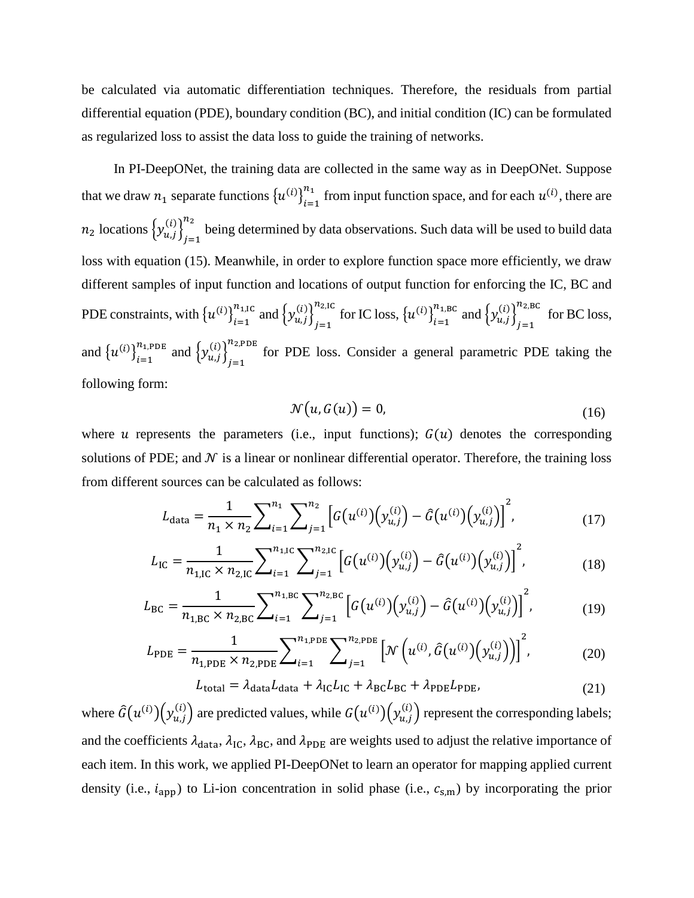be calculated via automatic differentiation techniques. Therefore, the residuals from partial differential equation (PDE), boundary condition (BC), and initial condition (IC) can be formulated as regularized loss to assist the data loss to guide the training of networks.

In PI-DeepONet, the training data are collected in the same way as in DeepONet. Suppose that we draw $n_1$ separate functions $\{u^{(i)}\}_{i=1}^{n_1}$ from input function space, and for each $u^{(i)}$, there are $n_2$ locations $\{y_{u,j}^{(i)}\}_{j=1}^{n_2}$ being determined by data observations. Such data will be used to build data loss with equation (15). Meanwhile, in order to explore function space more efficiently, we draw different samples of input function and locations of output function for enforcing the IC, BC and PDE constraints, with $\{u^{(i)}\}_{i=1}^{n_{1,\mathrm{IC}}}$ and $\{y_{u,j}^{(i)}\}_{j=1}^{n_{2,\mathrm{IC}}}$ for IC loss, $\{u^{(i)}\}_{i=1}^{n_{1,\mathrm{BC}}}$ and $\{y_{u,j}^{(i)}\}_{j=1}^{n_{2,\mathrm{BC}}}$ for BC loss, and $\{u^{(i)}\}_{i=1}^{n_{1,\mathrm{PDE}}}$ and $\{y_{u,j}^{(i)}\}_{j=1}^{n_{2,\mathrm{PDE}}}$ for PDE loss. Consider a general parametric PDE taking the following form:

$$\mathcal{N}(u, G(u)) = 0, \tag{16}$$

where $u$ represents the parameters (i.e., input functions); $G(u)$ denotes the corresponding solutions of PDE; and $\mathcal{N}$ is a linear or nonlinear differential operator. Therefore, the training loss from different sources can be calculated as follows:

$$L_{\mathrm{data}} = \frac{1}{n_1 \times n_2} \sum_{i=1}^{n_1} \sum_{j=1}^{n_2} \left[ G(u^{(i)})\left(y_{u,j}^{(i)}\right) - \hat{G}(u^{(i)})\left(y_{u,j}^{(i)}\right) \right]^2, \tag{17}$$

$$L_{\mathrm{IC}} = \frac{1}{n_{1,\mathrm{IC}} \times n_{2,\mathrm{IC}}} \sum_{i=1}^{n_{1,\mathrm{IC}}} \sum_{j=1}^{n_{2,\mathrm{IC}}} \left[ G(u^{(i)})\left(y_{u,j}^{(i)}\right) - \hat{G}(u^{(i)})\left(y_{u,j}^{(i)}\right) \right]^2, \tag{18}$$

$$L_{\mathrm{BC}} = \frac{1}{n_{1,\mathrm{BC}} \times n_{2,\mathrm{BC}}} \sum_{i=1}^{n_{1,\mathrm{BC}}} \sum_{j=1}^{n_{2,\mathrm{BC}}} \left[ G(u^{(i)})\left(y_{u,j}^{(i)}\right) - \hat{G}(u^{(i)})\left(y_{u,j}^{(i)}\right) \right]^2, \tag{19}$$

$$L_{\mathrm{PDE}} = \frac{1}{n_{1,\mathrm{PDE}} \times n_{2,\mathrm{PDE}}} \sum_{i=1}^{n_{1,\mathrm{PDE}}} \sum_{j=1}^{n_{2,\mathrm{PDE}}} \left[ \mathcal{N}\left(u^{(i)}, \hat{G}(u^{(i)})\left(y_{u,j}^{(i)}\right)\right) \right]^2, \tag{20}$$

$$L_{\mathrm{total}} = \lambda_{\mathrm{data}} L_{\mathrm{data}} + \lambda_{\mathrm{IC}} L_{\mathrm{IC}} + \lambda_{\mathrm{BC}} L_{\mathrm{BC}} + \lambda_{\mathrm{PDE}} L_{\mathrm{PDE}}, \tag{21}$$

where $\hat{G}(u^{(i)})\left(y_{u,j}^{(i)}\right)$ are predicted values, while $G(u^{(i)})\left(y_{u,j}^{(i)}\right)$ represent the corresponding labels; and the coefficients $\lambda_{\mathrm{data}}$, $\lambda_{\mathrm{IC}}$, $\lambda_{\mathrm{BC}}$, and $\lambda_{\mathrm{PDE}}$ are weights used to adjust the relative importance of each item. In this work, we applied PI-DeepONet to learn an operator for mapping applied current density (i.e., $i_{\mathrm{app}}$) to Li-ion concentration in solid phase (i.e., $c_{\mathrm{s,m}}$) by incorporating the prior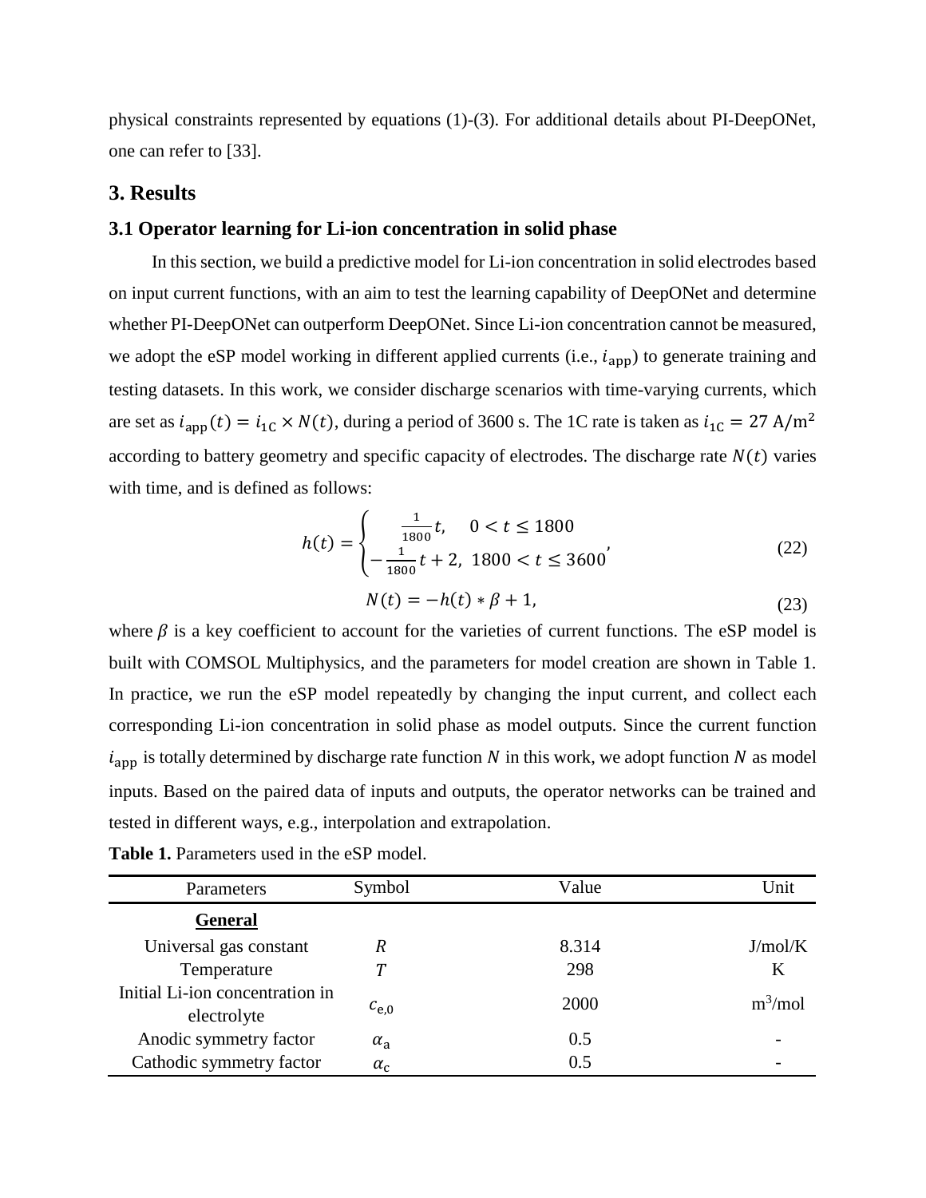physical constraints represented by equations (1)-(3). For additional details about PI-DeepONet, one can refer to [33].

## 3. Results

### 3.1 Operator learning for Li-ion concentration in solid phase

In this section, we build a predictive model for Li-ion concentration in solid electrodes based on input current functions, with an aim to test the learning capability of DeepONet and determine whether PI-DeepONet can outperform DeepONet. Since Li-ion concentration cannot be measured, we adopt the eSP model working in different applied currents (i.e., $i_{\mathrm{app}}$) to generate training and testing datasets. In this work, we consider discharge scenarios with time-varying currents, which are set as $i_{\mathrm{app}}(t) = i_{1\mathrm{C}} \times N(t)$, during a period of 3600 s. The 1C rate is taken as $i_{1\mathrm{C}} = 27\ \mathrm{A/m^2}$ according to battery geometry and specific capacity of electrodes. The discharge rate $N(t)$ varies with time, and is defined as follows:

$$h(t) = \begin{cases} \frac{1}{1800}t, & 0 < t \leq 1800 \\ -\frac{1}{1800}t + 2, & 1800 < t \leq 3600 \end{cases}, \tag{22}$$

$$N(t) = -h(t) * \beta + 1, \tag{23}$$

where $\beta$ is a key coefficient to account for the varieties of current functions. The eSP model is built with COMSOL Multiphysics, and the parameters for model creation are shown in Table 1. In practice, we run the eSP model repeatedly by changing the input current, and collect each corresponding Li-ion concentration in solid phase as model outputs. Since the current function $i_{\mathrm{app}}$ is totally determined by discharge rate function $N$ in this work, we adopt function $N$ as model inputs. Based on the paired data of inputs and outputs, the operator networks can be trained and tested in different ways, e.g., interpolation and extrapolation.

**Table 1.** Parameters used in the eSP model.

| Parameters | Symbol | Value | Unit |
| --- | --- | --- | --- |
| **General** | | | |
| Universal gas constant | $R$ | 8.314 | J/mol/K |
| Temperature | $T$ | 298 | K |
| Initial Li-ion concentration in electrolyte | $c_{\mathrm{e},0}$ | 2000 | $\mathrm{m^3/mol}$ |
| Anodic symmetry factor | $\alpha_{\mathrm{a}}$ | 0.5 | - |
| Cathodic symmetry factor | $\alpha_{\mathrm{c}}$ | 0.5 | - |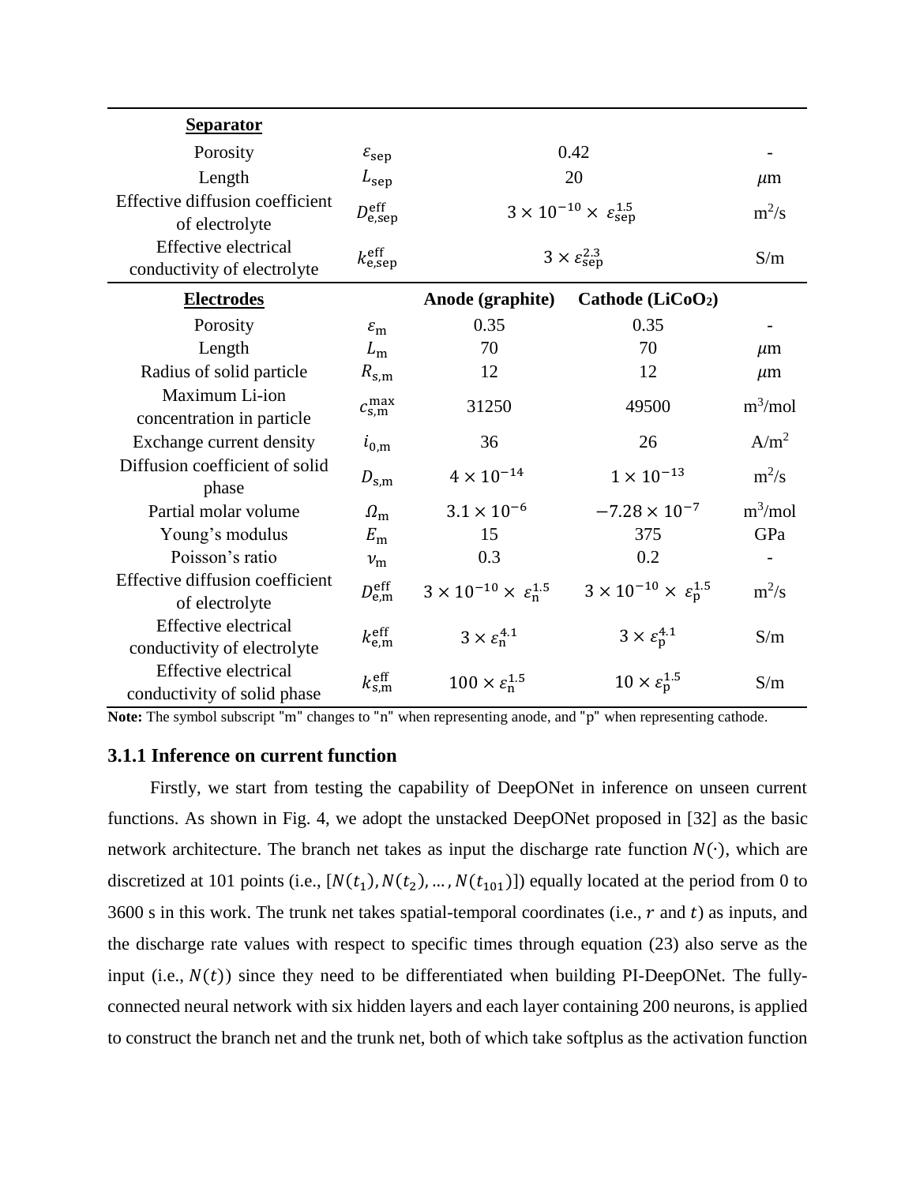| **Separator** | | | | |
|---|---|---|---|---|
| Porosity | $\varepsilon_{\text{sep}}$ | 0.42 | | - |
| Length | $L_{\text{sep}}$ | 20 | | $\mu$m |
| Effective diffusion coefficient of electrolyte | $D_{\text{e,sep}}^{\text{eff}}$ | $3 \times 10^{-10} \times \varepsilon_{\text{sep}}^{1.5}$ | | m$^2$/s |
| Effective electrical conductivity of electrolyte | $k_{\text{e,sep}}^{\text{eff}}$ | $3 \times \varepsilon_{\text{sep}}^{2.3}$ | | S/m |
| **Electrodes** | | **Anode (graphite)** | **Cathode (LiCoO$_2$)** | |
| Porosity | $\varepsilon_{\text{m}}$ | 0.35 | 0.35 | - |
| Length | $L_{\text{m}}$ | 70 | 70 | $\mu$m |
| Radius of solid particle | $R_{\text{s,m}}$ | 12 | 12 | $\mu$m |
| Maximum Li-ion concentration in particle | $c_{\text{s,m}}^{\text{max}}$ | 31250 | 49500 | m$^3$/mol |
| Exchange current density | $i_{0,\text{m}}$ | 36 | 26 | A/m$^2$ |
| Diffusion coefficient of solid phase | $D_{\text{s,m}}$ | $4 \times 10^{-14}$ | $1 \times 10^{-13}$ | m$^2$/s |
| Partial molar volume | $\Omega_{\text{m}}$ | $3.1 \times 10^{-6}$ | $-7.28 \times 10^{-7}$ | m$^3$/mol |
| Young's modulus | $E_{\text{m}}$ | 15 | 375 | GPa |
| Poisson's ratio | $\nu_{\text{m}}$ | 0.3 | 0.2 | - |
| Effective diffusion coefficient of electrolyte | $D_{\text{e,m}}^{\text{eff}}$ | $3 \times 10^{-10} \times \varepsilon_{\text{n}}^{1.5}$ | $3 \times 10^{-10} \times \varepsilon_{\text{p}}^{1.5}$ | m$^2$/s |
| Effective electrical conductivity of electrolyte | $k_{\text{e,m}}^{\text{eff}}$ | $3 \times \varepsilon_{\text{n}}^{4.1}$ | $3 \times \varepsilon_{\text{p}}^{4.1}$ | S/m |
| Effective electrical conductivity of solid phase | $k_{\text{s,m}}^{\text{eff}}$ | $100 \times \varepsilon_{\text{n}}^{1.5}$ | $10 \times \varepsilon_{\text{p}}^{1.5}$ | S/m |

**Note:** The symbol subscript "m" changes to "n" when representing anode, and "p" when representing cathode.

### 3.1.1 Inference on current function

Firstly, we start from testing the capability of DeepONet in inference on unseen current functions. As shown in Fig. 4, we adopt the unstacked DeepONet proposed in [32] as the basic network architecture. The branch net takes as input the discharge rate function $N(\cdot)$, which are discretized at 101 points (i.e., $[N(t_1), N(t_2), \dots, N(t_{101})]$) equally located at the period from 0 to 3600 s in this work. The trunk net takes spatial-temporal coordinates (i.e., $r$ and $t$) as inputs, and the discharge rate values with respect to specific times through equation (23) also serve as the input (i.e., $N(t)$) since they need to be differentiated when building PI-DeepONet. The fully-connected neural network with six hidden layers and each layer containing 200 neurons, is applied to construct the branch net and the trunk net, both of which take softplus as the activation function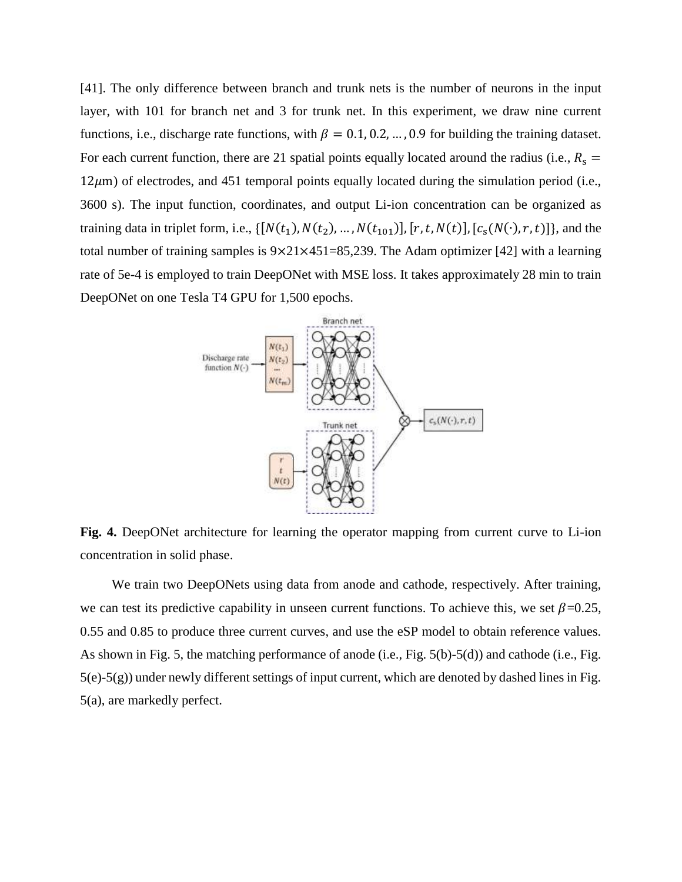[41]. The only difference between branch and trunk nets is the number of neurons in the input layer, with 101 for branch net and 3 for trunk net. In this experiment, we draw nine current functions, i.e., discharge rate functions, with $\beta = 0.1, 0.2, \ldots, 0.9$ for building the training dataset. For each current function, there are 21 spatial points equally located around the radius (i.e., $R_s = 12\mu$m) of electrodes, and 451 temporal points equally located during the simulation period (i.e., 3600 s). The input function, coordinates, and output Li-ion concentration can be organized as training data in triplet form, i.e., $\{[N(t_1), N(t_2), \ldots, N(t_{101})], [r, t, N(t)], [c_s(N(\cdot), r, t)]\}$, and the total number of training samples is 9×21×451=85,239. The Adam optimizer [42] with a learning rate of 5e-4 is employed to train DeepONet with MSE loss. It takes approximately 28 min to train DeepONet on one Tesla T4 GPU for 1,500 epochs.

**Fig. 4.** DeepONet architecture for learning the operator mapping from current curve to Li-ion concentration in solid phase.

We train two DeepONets using data from anode and cathode, respectively. After training, we can test its predictive capability in unseen current functions. To achieve this, we set $\beta$=0.25, 0.55 and 0.85 to produce three current curves, and use the eSP model to obtain reference values. As shown in Fig. 5, the matching performance of anode (i.e., Fig. 5(b)-5(d)) and cathode (i.e., Fig. 5(e)-5(g)) under newly different settings of input current, which are denoted by dashed lines in Fig. 5(a), are markedly perfect.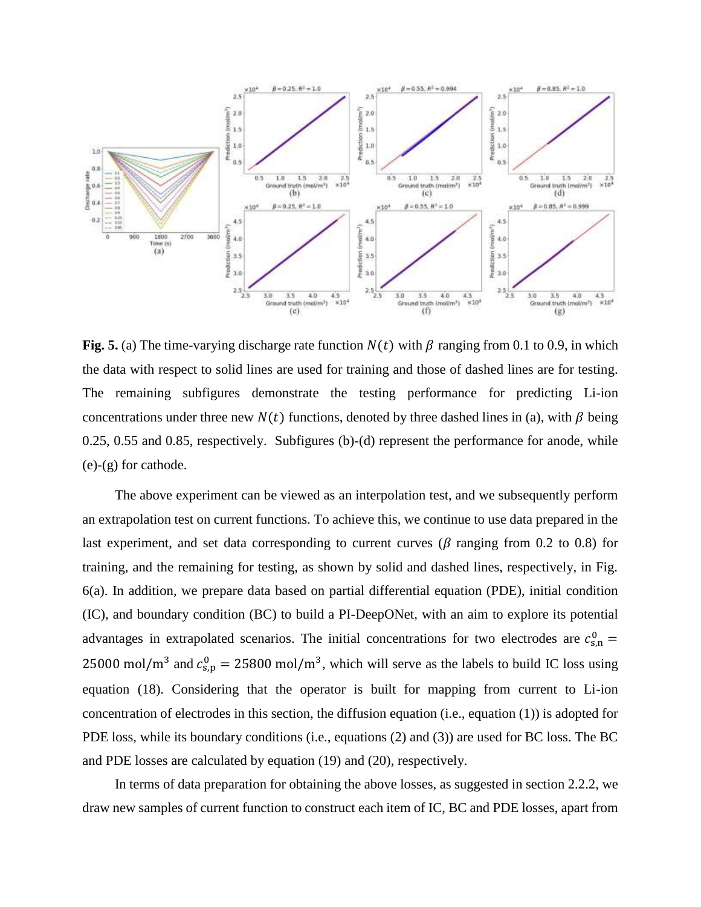**Fig. 5.** (a) The time-varying discharge rate function $N(t)$ with $\beta$ ranging from 0.1 to 0.9, in which the data with respect to solid lines are used for training and those of dashed lines are for testing. The remaining subfigures demonstrate the testing performance for predicting Li-ion concentrations under three new $N(t)$ functions, denoted by three dashed lines in (a), with $\beta$ being 0.25, 0.55 and 0.85, respectively. Subfigures (b)-(d) represent the performance for anode, while (e)-(g) for cathode.

The above experiment can be viewed as an interpolation test, and we subsequently perform an extrapolation test on current functions. To achieve this, we continue to use data prepared in the last experiment, and set data corresponding to current curves ($\beta$ ranging from 0.2 to 0.8) for training, and the remaining for testing, as shown by solid and dashed lines, respectively, in Fig. 6(a). In addition, we prepare data based on partial differential equation (PDE), initial condition (IC), and boundary condition (BC) to build a PI-DeepONet, with an aim to explore its potential advantages in extrapolated scenarios. The initial concentrations for two electrodes are $c_{\mathrm{s,n}}^{0} = 25000\ \mathrm{mol/m^3}$ and $c_{\mathrm{s,p}}^{0} = 25800\ \mathrm{mol/m^3}$, which will serve as the labels to build IC loss using equation (18). Considering that the operator is built for mapping from current to Li-ion concentration of electrodes in this section, the diffusion equation (i.e., equation (1)) is adopted for PDE loss, while its boundary conditions (i.e., equations (2) and (3)) are used for BC loss. The BC and PDE losses are calculated by equation (19) and (20), respectively.

In terms of data preparation for obtaining the above losses, as suggested in section 2.2.2, we draw new samples of current function to construct each item of IC, BC and PDE losses, apart from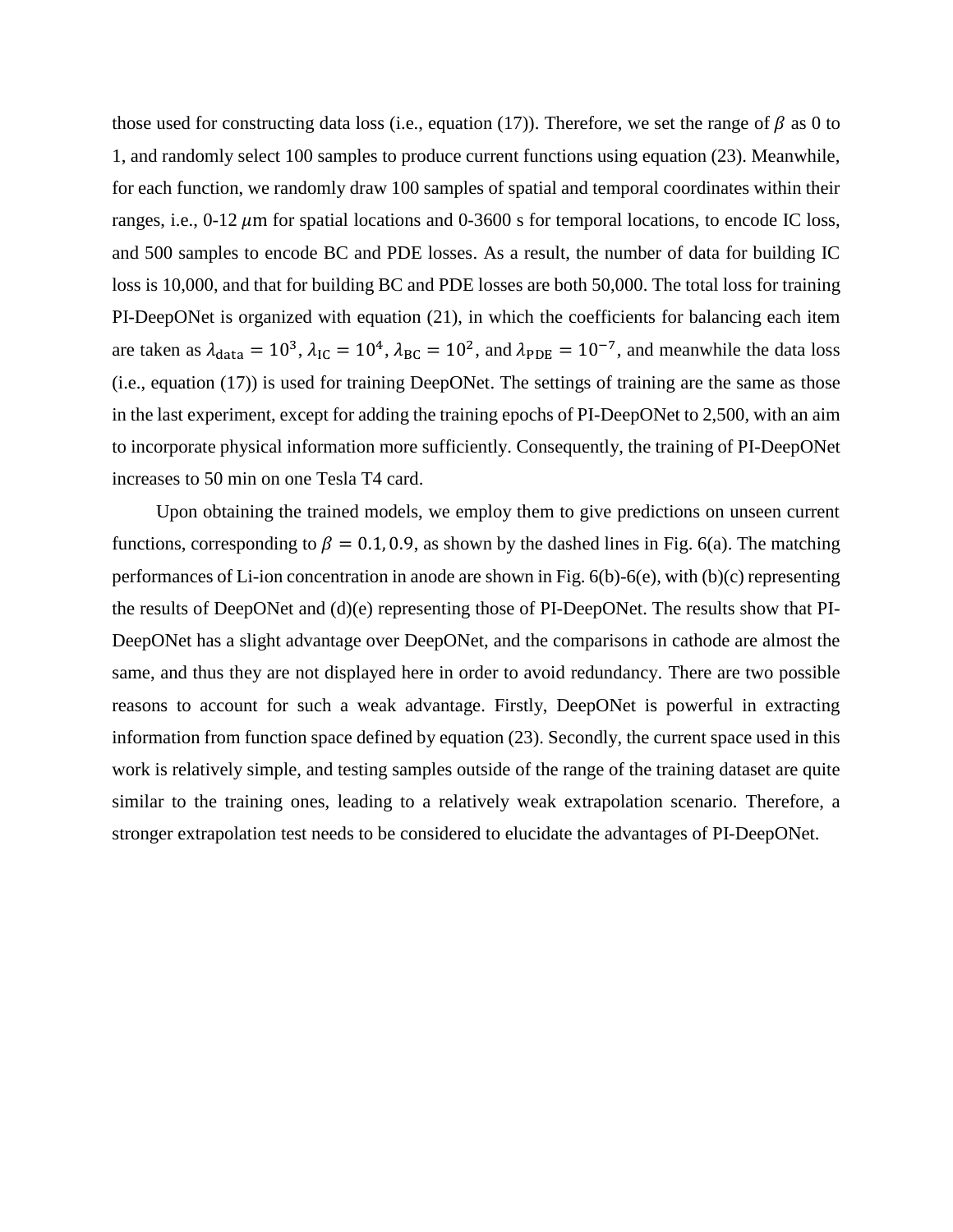those used for constructing data loss (i.e., equation (17)). Therefore, we set the range of $\beta$ as 0 to 1, and randomly select 100 samples to produce current functions using equation (23). Meanwhile, for each function, we randomly draw 100 samples of spatial and temporal coordinates within their ranges, i.e., 0-12 $\mu$m for spatial locations and 0-3600 s for temporal locations, to encode IC loss, and 500 samples to encode BC and PDE losses. As a result, the number of data for building IC loss is 10,000, and that for building BC and PDE losses are both 50,000. The total loss for training PI-DeepONet is organized with equation (21), in which the coefficients for balancing each item are taken as $\lambda_{\text{data}} = 10^3$, $\lambda_{\text{IC}} = 10^4$, $\lambda_{\text{BC}} = 10^2$, and $\lambda_{\text{PDE}} = 10^{-7}$, and meanwhile the data loss (i.e., equation (17)) is used for training DeepONet. The settings of training are the same as those in the last experiment, except for adding the training epochs of PI-DeepONet to 2,500, with an aim to incorporate physical information more sufficiently. Consequently, the training of PI-DeepONet increases to 50 min on one Tesla T4 card.

Upon obtaining the trained models, we employ them to give predictions on unseen current functions, corresponding to $\beta = 0.1, 0.9$, as shown by the dashed lines in Fig. 6(a). The matching performances of Li-ion concentration in anode are shown in Fig. 6(b)-6(e), with (b)(c) representing the results of DeepONet and (d)(e) representing those of PI-DeepONet. The results show that PI-DeepONet has a slight advantage over DeepONet, and the comparisons in cathode are almost the same, and thus they are not displayed here in order to avoid redundancy. There are two possible reasons to account for such a weak advantage. Firstly, DeepONet is powerful in extracting information from function space defined by equation (23). Secondly, the current space used in this work is relatively simple, and testing samples outside of the range of the training dataset are quite similar to the training ones, leading to a relatively weak extrapolation scenario. Therefore, a stronger extrapolation test needs to be considered to elucidate the advantages of PI-DeepONet.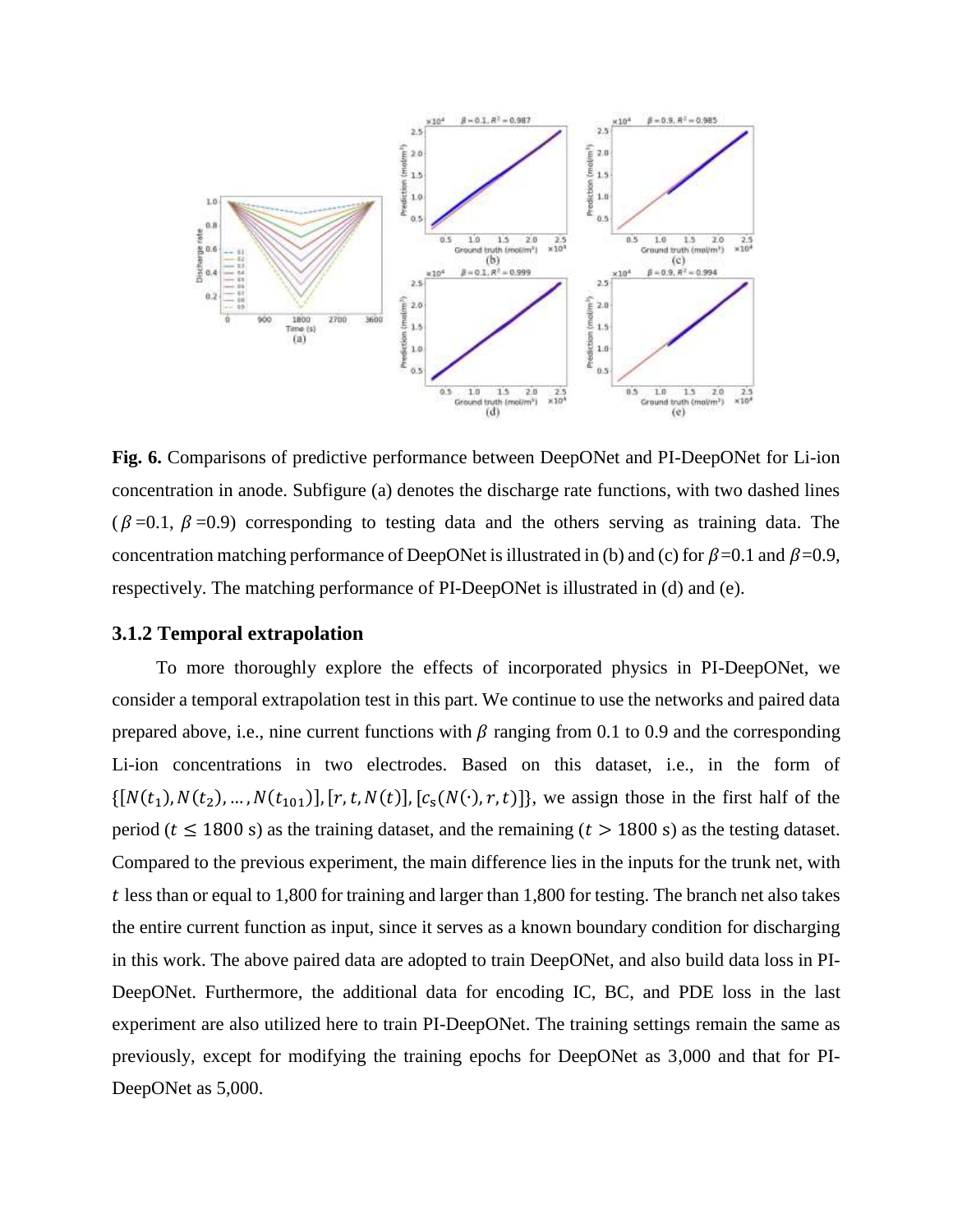**Fig. 6.** Comparisons of predictive performance between DeepONet and PI-DeepONet for Li-ion concentration in anode. Subfigure (a) denotes the discharge rate functions, with two dashed lines ($\beta$=0.1, $\beta$=0.9) corresponding to testing data and the others serving as training data. The concentration matching performance of DeepONet is illustrated in (b) and (c) for $\beta$=0.1 and $\beta$=0.9, respectively. The matching performance of PI-DeepONet is illustrated in (d) and (e).

### 3.1.2 Temporal extrapolation

To more thoroughly explore the effects of incorporated physics in PI-DeepONet, we consider a temporal extrapolation test in this part. We continue to use the networks and paired data prepared above, i.e., nine current functions with $\beta$ ranging from 0.1 to 0.9 and the corresponding Li-ion concentrations in two electrodes. Based on this dataset, i.e., in the form of $\{[N(t_1), N(t_2), \ldots, N(t_{101})], [r, t, N(t)], [c_s(N(\cdot), r, t)]\}$, we assign those in the first half of the period ($t \leq 1800$ s) as the training dataset, and the remaining ($t > 1800$ s) as the testing dataset. Compared to the previous experiment, the main difference lies in the inputs for the trunk net, with $t$ less than or equal to 1,800 for training and larger than 1,800 for testing. The branch net also takes the entire current function as input, since it serves as a known boundary condition for discharging in this work. The above paired data are adopted to train DeepONet, and also build data loss in PI-DeepONet. Furthermore, the additional data for encoding IC, BC, and PDE loss in the last experiment are also utilized here to train PI-DeepONet. The training settings remain the same as previously, except for modifying the training epochs for DeepONet as 3,000 and that for PI-DeepONet as 5,000.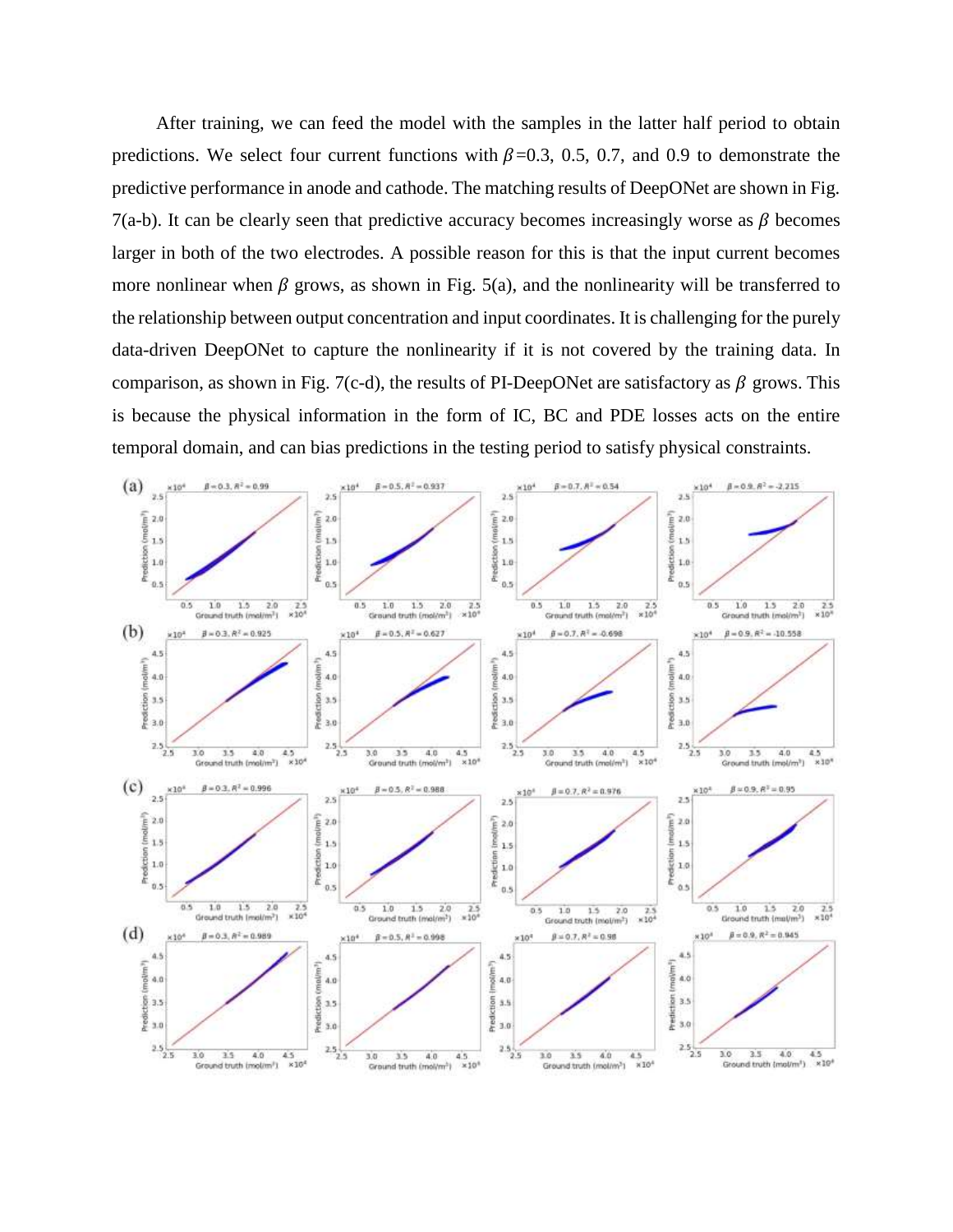After training, we can feed the model with the samples in the latter half period to obtain predictions. We select four current functions with $\beta$=0.3, 0.5, 0.7, and 0.9 to demonstrate the predictive performance in anode and cathode. The matching results of DeepONet are shown in Fig. 7(a-b). It can be clearly seen that predictive accuracy becomes increasingly worse as $\beta$ becomes larger in both of the two electrodes. A possible reason for this is that the input current becomes more nonlinear when $\beta$ grows, as shown in Fig. 5(a), and the nonlinearity will be transferred to the relationship between output concentration and input coordinates. It is challenging for the purely data-driven DeepONet to capture the nonlinearity if it is not covered by the training data. In comparison, as shown in Fig. 7(c-d), the results of PI-DeepONet are satisfactory as $\beta$ grows. This is because the physical information in the form of IC, BC and PDE losses acts on the entire temporal domain, and can bias predictions in the testing period to satisfy physical constraints.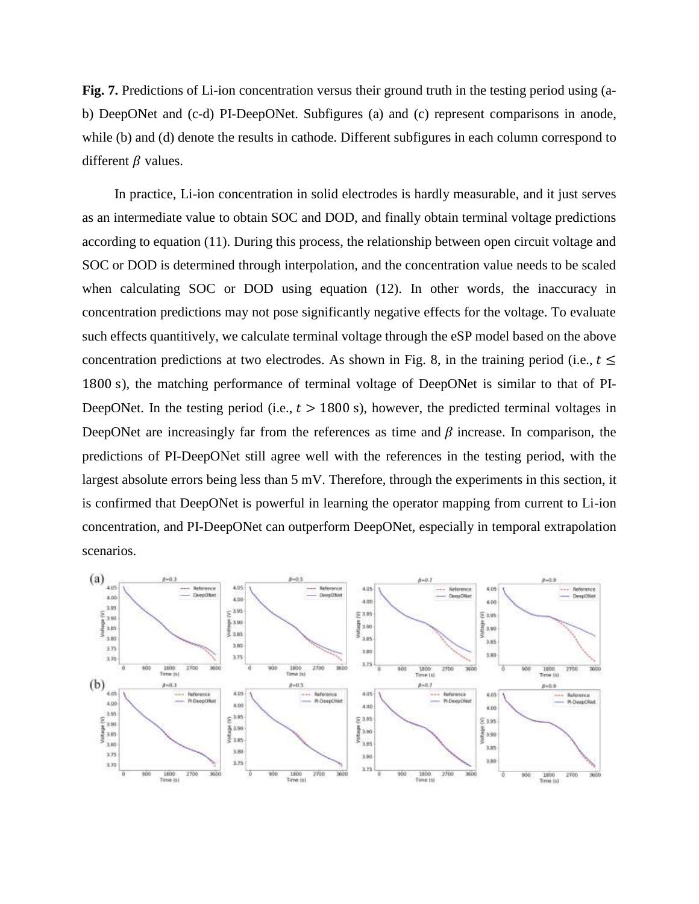**Fig. 7.** Predictions of Li-ion concentration versus their ground truth in the testing period using (a-b) DeepONet and (c-d) PI-DeepONet. Subfigures (a) and (c) represent comparisons in anode, while (b) and (d) denote the results in cathode. Different subfigures in each column correspond to different $\beta$ values.

In practice, Li-ion concentration in solid electrodes is hardly measurable, and it just serves as an intermediate value to obtain SOC and DOD, and finally obtain terminal voltage predictions according to equation (11). During this process, the relationship between open circuit voltage and SOC or DOD is determined through interpolation, and the concentration value needs to be scaled when calculating SOC or DOD using equation (12). In other words, the inaccuracy in concentration predictions may not pose significantly negative effects for the voltage. To evaluate such effects quantitively, we calculate terminal voltage through the eSP model based on the above concentration predictions at two electrodes. As shown in Fig. 8, in the training period (i.e., $t \leq 1800$ s), the matching performance of terminal voltage of DeepONet is similar to that of PI-DeepONet. In the testing period (i.e., $t > 1800$ s), however, the predicted terminal voltages in DeepONet are increasingly far from the references as time and $\beta$ increase. In comparison, the predictions of PI-DeepONet still agree well with the references in the testing period, with the largest absolute errors being less than 5 mV. Therefore, through the experiments in this section, it is confirmed that DeepONet is powerful in learning the operator mapping from current to Li-ion concentration, and PI-DeepONet can outperform DeepONet, especially in temporal extrapolation scenarios.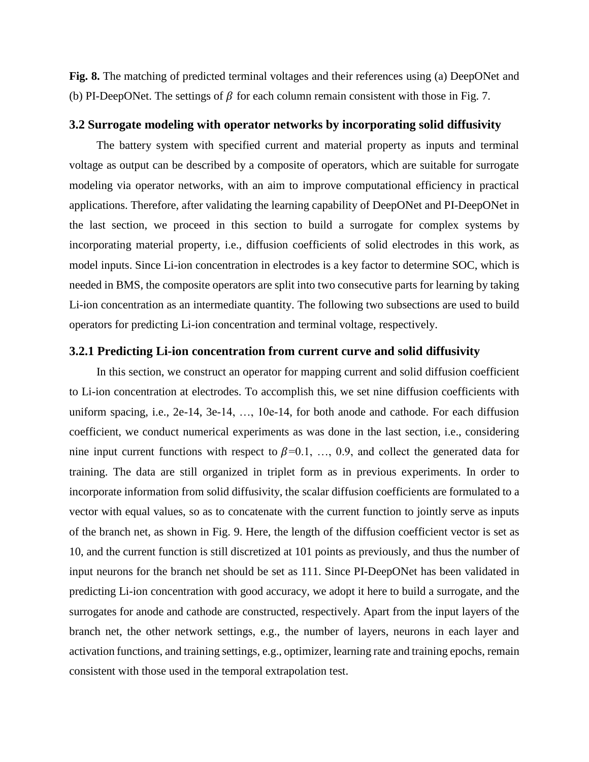**Fig. 8.** The matching of predicted terminal voltages and their references using (a) DeepONet and (b) PI-DeepONet. The settings of $\beta$ for each column remain consistent with those in Fig. 7.

### 3.2 Surrogate modeling with operator networks by incorporating solid diffusivity

The battery system with specified current and material property as inputs and terminal voltage as output can be described by a composite of operators, which are suitable for surrogate modeling via operator networks, with an aim to improve computational efficiency in practical applications. Therefore, after validating the learning capability of DeepONet and PI-DeepONet in the last section, we proceed in this section to build a surrogate for complex systems by incorporating material property, i.e., diffusion coefficients of solid electrodes in this work, as model inputs. Since Li-ion concentration in electrodes is a key factor to determine SOC, which is needed in BMS, the composite operators are split into two consecutive parts for learning by taking Li-ion concentration as an intermediate quantity. The following two subsections are used to build operators for predicting Li-ion concentration and terminal voltage, respectively.

#### 3.2.1 Predicting Li-ion concentration from current curve and solid diffusivity

In this section, we construct an operator for mapping current and solid diffusion coefficient to Li-ion concentration at electrodes. To accomplish this, we set nine diffusion coefficients with uniform spacing, i.e., 2e-14, 3e-14, …, 10e-14, for both anode and cathode. For each diffusion coefficient, we conduct numerical experiments as was done in the last section, i.e., considering nine input current functions with respect to $\beta$=0.1, …, 0.9, and collect the generated data for training. The data are still organized in triplet form as in previous experiments. In order to incorporate information from solid diffusivity, the scalar diffusion coefficients are formulated to a vector with equal values, so as to concatenate with the current function to jointly serve as inputs of the branch net, as shown in Fig. 9. Here, the length of the diffusion coefficient vector is set as 10, and the current function is still discretized at 101 points as previously, and thus the number of input neurons for the branch net should be set as 111. Since PI-DeepONet has been validated in predicting Li-ion concentration with good accuracy, we adopt it here to build a surrogate, and the surrogates for anode and cathode are constructed, respectively. Apart from the input layers of the branch net, the other network settings, e.g., the number of layers, neurons in each layer and activation functions, and training settings, e.g., optimizer, learning rate and training epochs, remain consistent with those used in the temporal extrapolation test.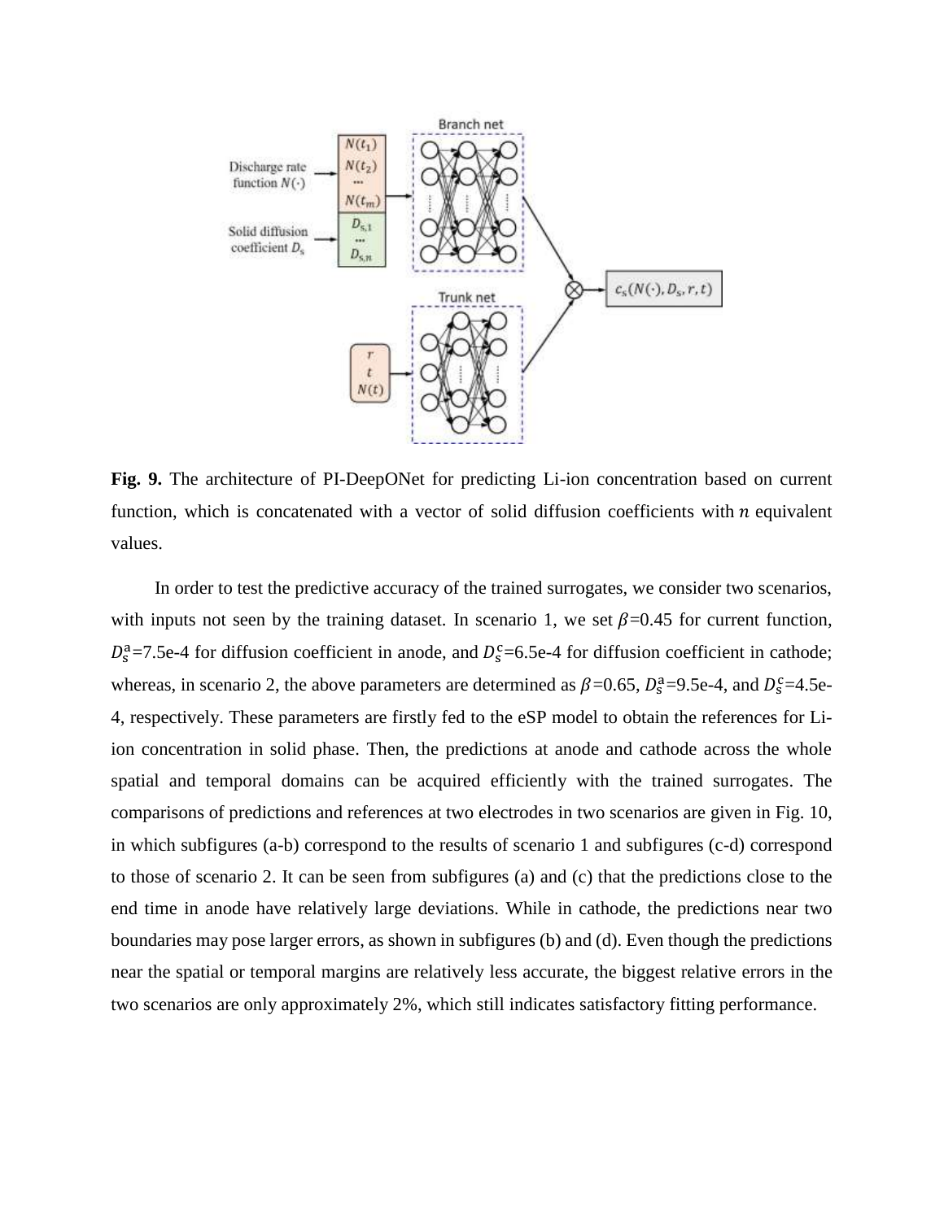**Fig. 9.** The architecture of PI-DeepONet for predicting Li-ion concentration based on current function, which is concatenated with a vector of solid diffusion coefficients with $n$ equivalent values.

In order to test the predictive accuracy of the trained surrogates, we consider two scenarios, with inputs not seen by the training dataset. In scenario 1, we set $\beta$=0.45 for current function, $D_s^a$=7.5e-4 for diffusion coefficient in anode, and $D_s^c$=6.5e-4 for diffusion coefficient in cathode; whereas, in scenario 2, the above parameters are determined as $\beta$=0.65, $D_s^a$=9.5e-4, and $D_s^c$=4.5e-4, respectively. These parameters are firstly fed to the eSP model to obtain the references for Li-ion concentration in solid phase. Then, the predictions at anode and cathode across the whole spatial and temporal domains can be acquired efficiently with the trained surrogates. The comparisons of predictions and references at two electrodes in two scenarios are given in Fig. 10, in which subfigures (a-b) correspond to the results of scenario 1 and subfigures (c-d) correspond to those of scenario 2. It can be seen from subfigures (a) and (c) that the predictions close to the end time in anode have relatively large deviations. While in cathode, the predictions near two boundaries may pose larger errors, as shown in subfigures (b) and (d). Even though the predictions near the spatial or temporal margins are relatively less accurate, the biggest relative errors in the two scenarios are only approximately 2%, which still indicates satisfactory fitting performance.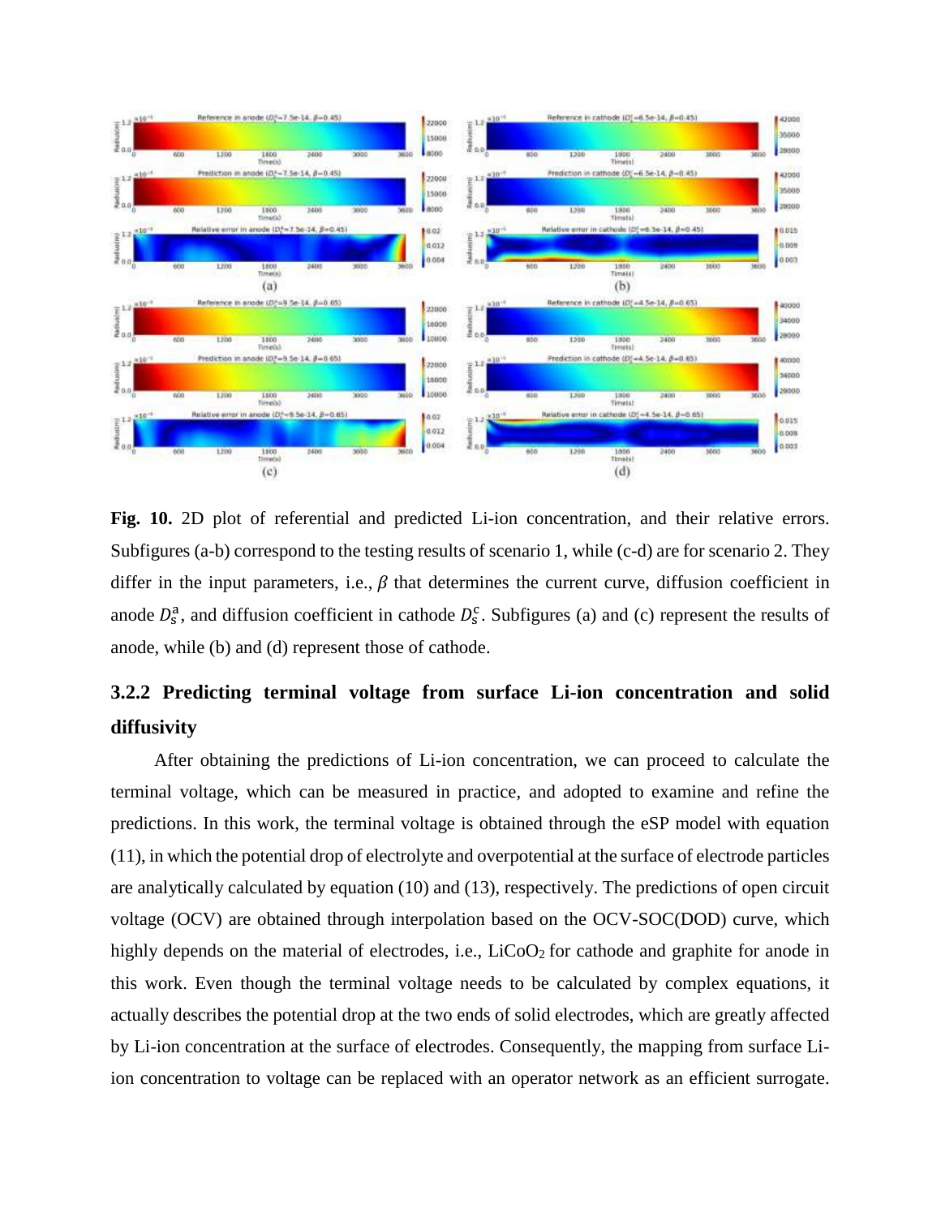**Fig. 10.** 2D plot of referential and predicted Li-ion concentration, and their relative errors. Subfigures (a-b) correspond to the testing results of scenario 1, while (c-d) are for scenario 2. They differ in the input parameters, i.e., $\beta$ that determines the current curve, diffusion coefficient in anode $D_s^{\mathrm{a}}$, and diffusion coefficient in cathode $D_s^{\mathrm{c}}$. Subfigures (a) and (c) represent the results of anode, while (b) and (d) represent those of cathode.

### 3.2.2 Predicting terminal voltage from surface Li-ion concentration and solid diffusivity

After obtaining the predictions of Li-ion concentration, we can proceed to calculate the terminal voltage, which can be measured in practice, and adopted to examine and refine the predictions. In this work, the terminal voltage is obtained through the eSP model with equation (11), in which the potential drop of electrolyte and overpotential at the surface of electrode particles are analytically calculated by equation (10) and (13), respectively. The predictions of open circuit voltage (OCV) are obtained through interpolation based on the OCV-SOC(DOD) curve, which highly depends on the material of electrodes, i.e., $LiCoO_2$ for cathode and graphite for anode in this work. Even though the terminal voltage needs to be calculated by complex equations, it actually describes the potential drop at the two ends of solid electrodes, which are greatly affected by Li-ion concentration at the surface of electrodes. Consequently, the mapping from surface Li-ion concentration to voltage can be replaced with an operator network as an efficient surrogate.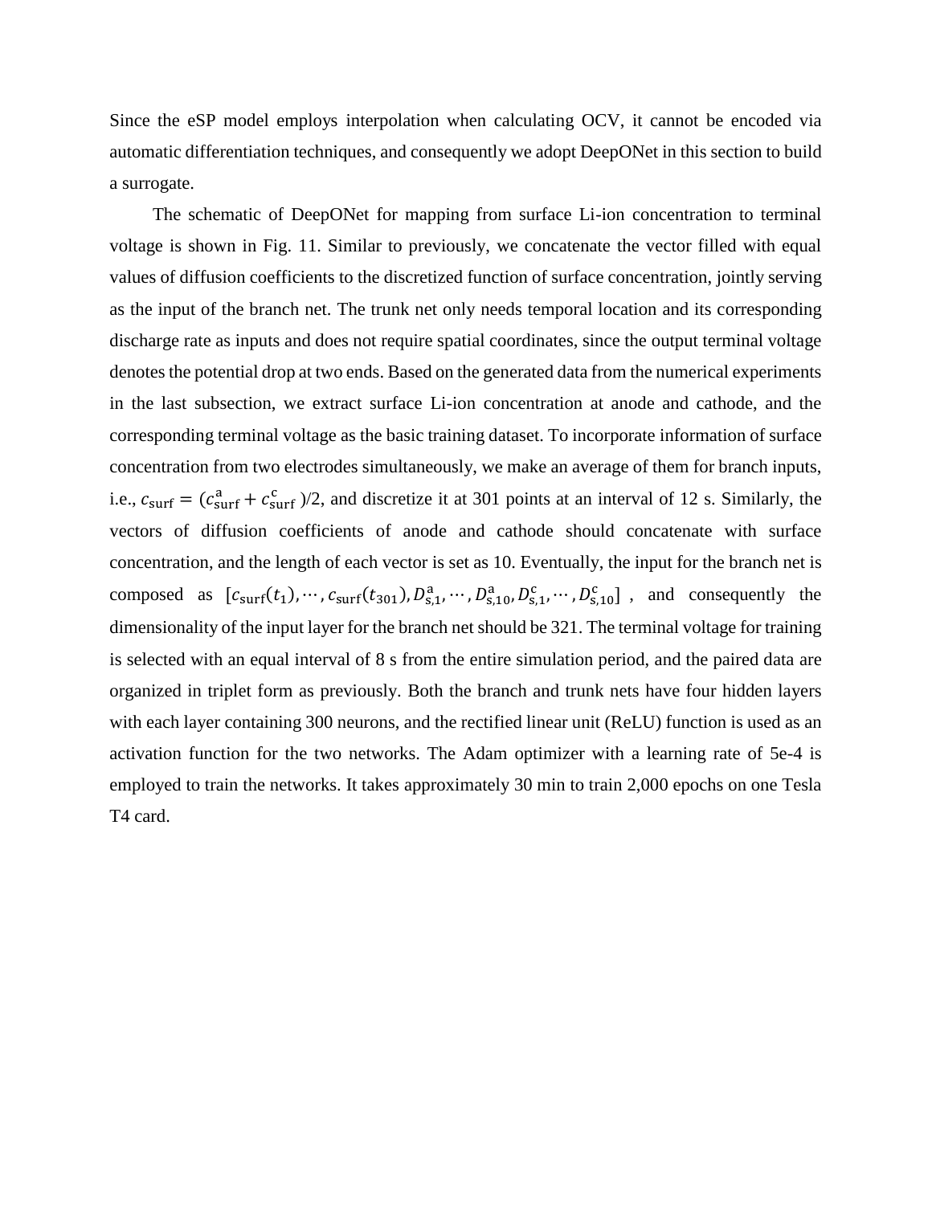Since the eSP model employs interpolation when calculating OCV, it cannot be encoded via automatic differentiation techniques, and consequently we adopt DeepONet in this section to build a surrogate.

The schematic of DeepONet for mapping from surface Li-ion concentration to terminal voltage is shown in Fig. 11. Similar to previously, we concatenate the vector filled with equal values of diffusion coefficients to the discretized function of surface concentration, jointly serving as the input of the branch net. The trunk net only needs temporal location and its corresponding discharge rate as inputs and does not require spatial coordinates, since the output terminal voltage denotes the potential drop at two ends. Based on the generated data from the numerical experiments in the last subsection, we extract surface Li-ion concentration at anode and cathode, and the corresponding terminal voltage as the basic training dataset. To incorporate information of surface concentration from two electrodes simultaneously, we make an average of them for branch inputs, i.e., $c_{\mathrm{surf}} = (c_{\mathrm{surf}}^{\mathrm{a}} + c_{\mathrm{surf}}^{\mathrm{c}})/2$, and discretize it at 301 points at an interval of 12 s. Similarly, the vectors of diffusion coefficients of anode and cathode should concatenate with surface concentration, and the length of each vector is set as 10. Eventually, the input for the branch net is composed as $[c_{\mathrm{surf}}(t_1), \cdots, c_{\mathrm{surf}}(t_{301}), D_{\mathrm{s},1}^{\mathrm{a}}, \cdots, D_{\mathrm{s},10}^{\mathrm{a}}, D_{\mathrm{s},1}^{\mathrm{c}}, \cdots, D_{\mathrm{s},10}^{\mathrm{c}}]$, and consequently the dimensionality of the input layer for the branch net should be 321. The terminal voltage for training is selected with an equal interval of 8 s from the entire simulation period, and the paired data are organized in triplet form as previously. Both the branch and trunk nets have four hidden layers with each layer containing 300 neurons, and the rectified linear unit (ReLU) function is used as an activation function for the two networks. The Adam optimizer with a learning rate of 5e-4 is employed to train the networks. It takes approximately 30 min to train 2,000 epochs on one Tesla T4 card.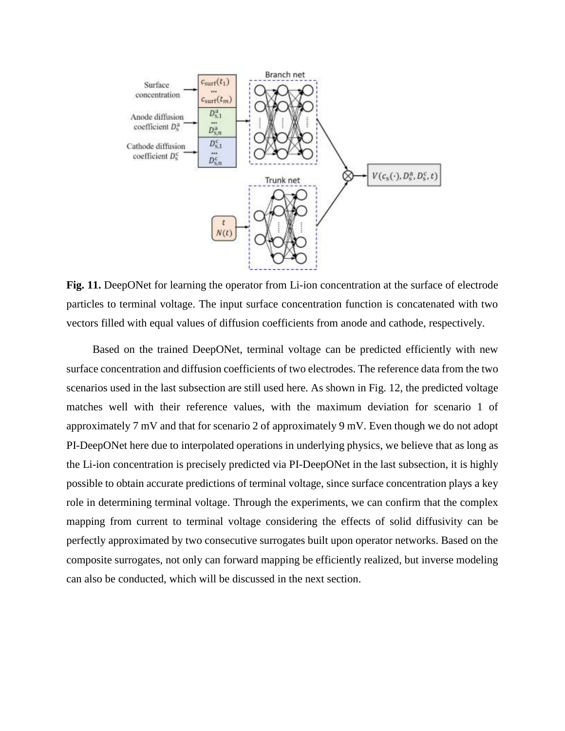**Fig. 11.** DeepONet for learning the operator from Li-ion concentration at the surface of electrode particles to terminal voltage. The input surface concentration function is concatenated with two vectors filled with equal values of diffusion coefficients from anode and cathode, respectively.

Based on the trained DeepONet, terminal voltage can be predicted efficiently with new surface concentration and diffusion coefficients of two electrodes. The reference data from the two scenarios used in the last subsection are still used here. As shown in Fig. 12, the predicted voltage matches well with their reference values, with the maximum deviation for scenario 1 of approximately 7 mV and that for scenario 2 of approximately 9 mV. Even though we do not adopt PI-DeepONet here due to interpolated operations in underlying physics, we believe that as long as the Li-ion concentration is precisely predicted via PI-DeepONet in the last subsection, it is highly possible to obtain accurate predictions of terminal voltage, since surface concentration plays a key role in determining terminal voltage. Through the experiments, we can confirm that the complex mapping from current to terminal voltage considering the effects of solid diffusivity can be perfectly approximated by two consecutive surrogates built upon operator networks. Based on the composite surrogates, not only can forward mapping be efficiently realized, but inverse modeling can also be conducted, which will be discussed in the next section.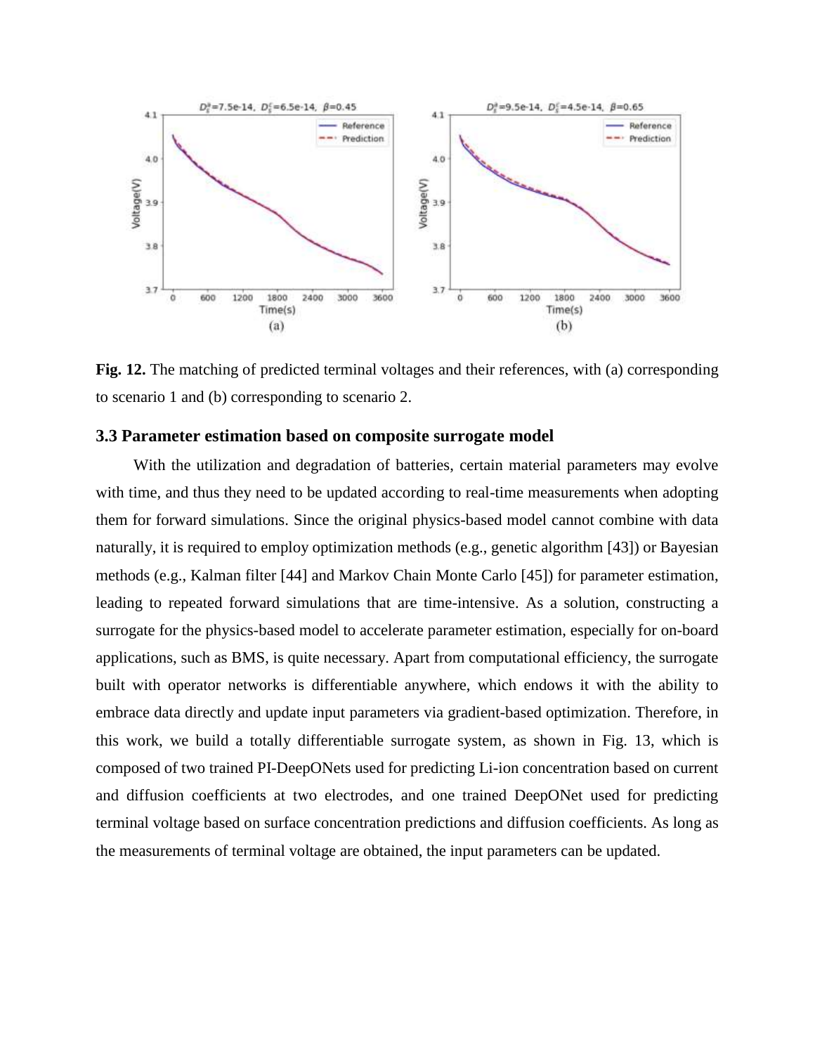**Fig. 12.** The matching of predicted terminal voltages and their references, with (a) corresponding to scenario 1 and (b) corresponding to scenario 2.

### 3.3 Parameter estimation based on composite surrogate model

With the utilization and degradation of batteries, certain material parameters may evolve with time, and thus they need to be updated according to real-time measurements when adopting them for forward simulations. Since the original physics-based model cannot combine with data naturally, it is required to employ optimization methods (e.g., genetic algorithm [43]) or Bayesian methods (e.g., Kalman filter [44] and Markov Chain Monte Carlo [45]) for parameter estimation, leading to repeated forward simulations that are time-intensive. As a solution, constructing a surrogate for the physics-based model to accelerate parameter estimation, especially for on-board applications, such as BMS, is quite necessary. Apart from computational efficiency, the surrogate built with operator networks is differentiable anywhere, which endows it with the ability to embrace data directly and update input parameters via gradient-based optimization. Therefore, in this work, we build a totally differentiable surrogate system, as shown in Fig. 13, which is composed of two trained PI-DeepONets used for predicting Li-ion concentration based on current and diffusion coefficients at two electrodes, and one trained DeepONet used for predicting terminal voltage based on surface concentration predictions and diffusion coefficients. As long as the measurements of terminal voltage are obtained, the input parameters can be updated.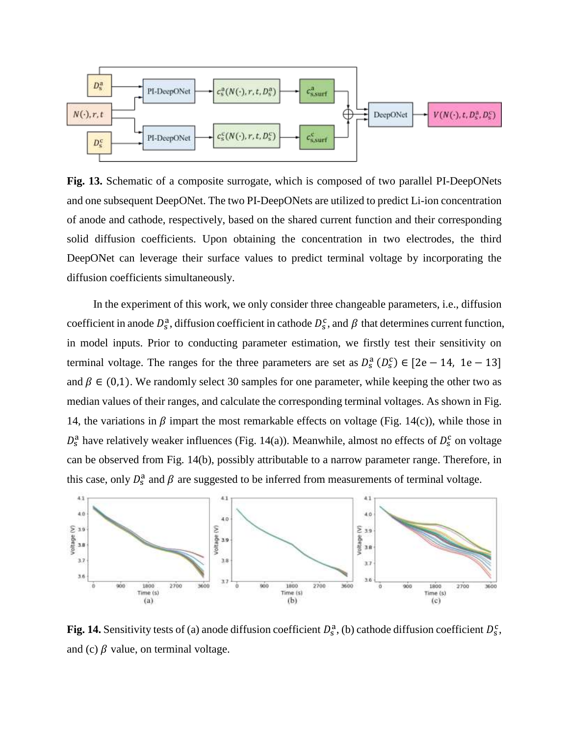**Fig. 13.** Schematic of a composite surrogate, which is composed of two parallel PI-DeepONets and one subsequent DeepONet. The two PI-DeepONets are utilized to predict Li-ion concentration of anode and cathode, respectively, based on the shared current function and their corresponding solid diffusion coefficients. Upon obtaining the concentration in two electrodes, the third DeepONet can leverage their surface values to predict terminal voltage by incorporating the diffusion coefficients simultaneously.

In the experiment of this work, we only consider three changeable parameters, i.e., diffusion coefficient in anode $D_s^a$, diffusion coefficient in cathode $D_s^c$, and $\beta$ that determines current function, in model inputs. Prior to conducting parameter estimation, we firstly test their sensitivity on terminal voltage. The ranges for the three parameters are set as $D_s^a$ $(D_s^c) \in [2\mathrm{e}-14,\ 1\mathrm{e}-13]$ and $\beta \in (0,1)$. We randomly select 30 samples for one parameter, while keeping the other two as median values of their ranges, and calculate the corresponding terminal voltages. As shown in Fig. 14, the variations in $\beta$ impart the most remarkable effects on voltage (Fig. 14(c)), while those in $D_s^a$ have relatively weaker influences (Fig. 14(a)). Meanwhile, almost no effects of $D_s^c$ on voltage can be observed from Fig. 14(b), possibly attributable to a narrow parameter range. Therefore, in this case, only $D_s^a$ and $\beta$ are suggested to be inferred from measurements of terminal voltage.

**Fig. 14.** Sensitivity tests of (a) anode diffusion coefficient $D_s^a$, (b) cathode diffusion coefficient $D_s^c$, and (c) $\beta$ value, on terminal voltage.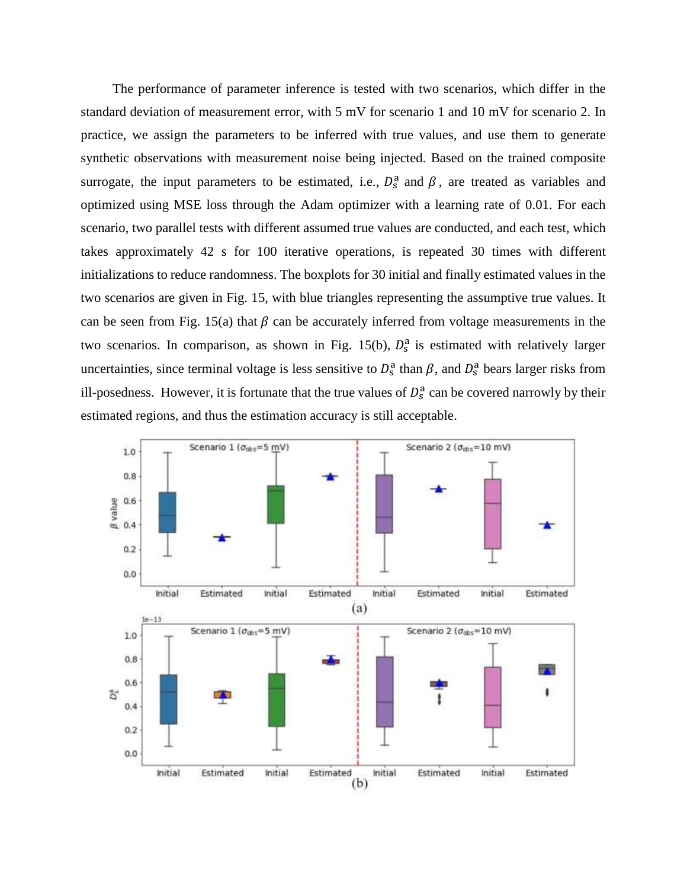The performance of parameter inference is tested with two scenarios, which differ in the standard deviation of measurement error, with 5 mV for scenario 1 and 10 mV for scenario 2. In practice, we assign the parameters to be inferred with true values, and use them to generate synthetic observations with measurement noise being injected. Based on the trained composite surrogate, the input parameters to be estimated, i.e., $D_s^a$ and $\beta$, are treated as variables and optimized using MSE loss through the Adam optimizer with a learning rate of 0.01. For each scenario, two parallel tests with different assumed true values are conducted, and each test, which takes approximately 42 s for 100 iterative operations, is repeated 30 times with different initializations to reduce randomness. The boxplots for 30 initial and finally estimated values in the two scenarios are given in Fig. 15, with blue triangles representing the assumptive true values. It can be seen from Fig. 15(a) that $\beta$ can be accurately inferred from voltage measurements in the two scenarios. In comparison, as shown in Fig. 15(b), $D_s^a$ is estimated with relatively larger uncertainties, since terminal voltage is less sensitive to $D_s^a$ than $\beta$, and $D_s^a$ bears larger risks from ill-posedness. However, it is fortunate that the true values of $D_s^a$ can be covered narrowly by their estimated regions, and thus the estimation accuracy is still acceptable.

(a)

(b)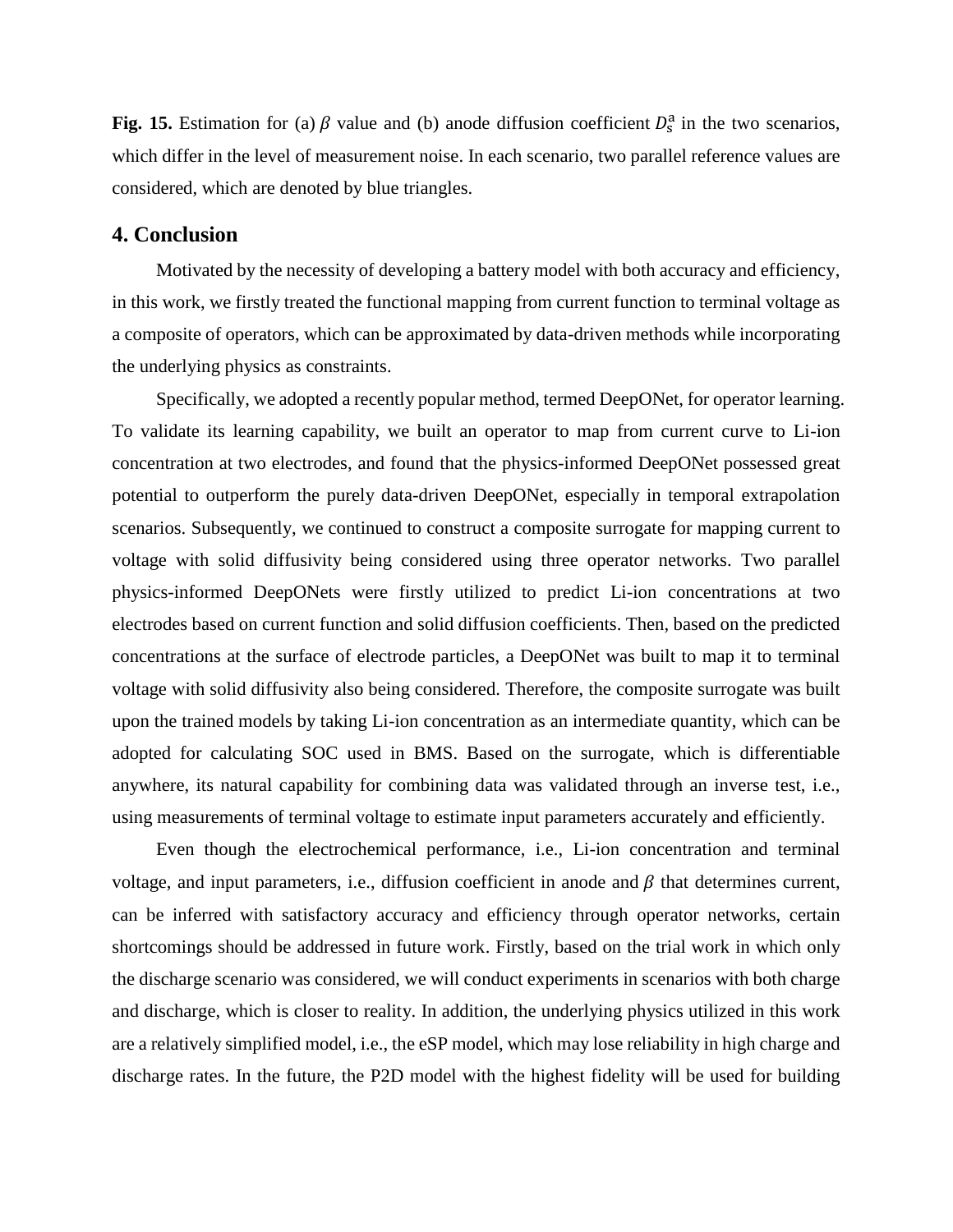**Fig. 15.** Estimation for (a) $\beta$ value and (b) anode diffusion coefficient $D_s^{\mathrm{a}}$ in the two scenarios, which differ in the level of measurement noise. In each scenario, two parallel reference values are considered, which are denoted by blue triangles.

## 4. Conclusion

Motivated by the necessity of developing a battery model with both accuracy and efficiency, in this work, we firstly treated the functional mapping from current function to terminal voltage as a composite of operators, which can be approximated by data-driven methods while incorporating the underlying physics as constraints.

Specifically, we adopted a recently popular method, termed DeepONet, for operator learning. To validate its learning capability, we built an operator to map from current curve to Li-ion concentration at two electrodes, and found that the physics-informed DeepONet possessed great potential to outperform the purely data-driven DeepONet, especially in temporal extrapolation scenarios. Subsequently, we continued to construct a composite surrogate for mapping current to voltage with solid diffusivity being considered using three operator networks. Two parallel physics-informed DeepONets were firstly utilized to predict Li-ion concentrations at two electrodes based on current function and solid diffusion coefficients. Then, based on the predicted concentrations at the surface of electrode particles, a DeepONet was built to map it to terminal voltage with solid diffusivity also being considered. Therefore, the composite surrogate was built upon the trained models by taking Li-ion concentration as an intermediate quantity, which can be adopted for calculating SOC used in BMS. Based on the surrogate, which is differentiable anywhere, its natural capability for combining data was validated through an inverse test, i.e., using measurements of terminal voltage to estimate input parameters accurately and efficiently.

Even though the electrochemical performance, i.e., Li-ion concentration and terminal voltage, and input parameters, i.e., diffusion coefficient in anode and $\beta$ that determines current, can be inferred with satisfactory accuracy and efficiency through operator networks, certain shortcomings should be addressed in future work. Firstly, based on the trial work in which only the discharge scenario was considered, we will conduct experiments in scenarios with both charge and discharge, which is closer to reality. In addition, the underlying physics utilized in this work are a relatively simplified model, i.e., the eSP model, which may lose reliability in high charge and discharge rates. In the future, the P2D model with the highest fidelity will be used for building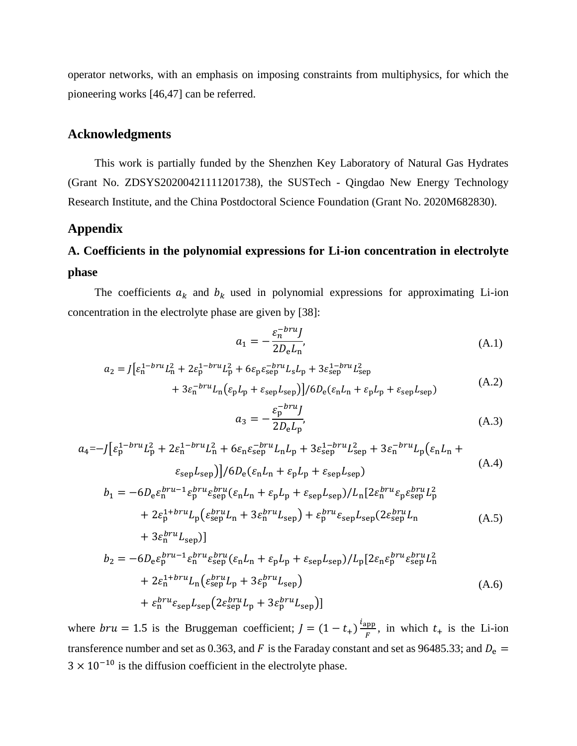operator networks, with an emphasis on imposing constraints from multiphysics, for which the pioneering works [46,47] can be referred.

## Acknowledgments

This work is partially funded by the Shenzhen Key Laboratory of Natural Gas Hydrates (Grant No. ZDSYS20200421111201738), the SUSTech - Qingdao New Energy Technology Research Institute, and the China Postdoctoral Science Foundation (Grant No. 2020M682830).

## Appendix

### A. Coefficients in the polynomial expressions for Li-ion concentration in electrolyte phase

The coefficients $a_k$ and $b_k$ used in polynomial expressions for approximating Li-ion concentration in the electrolyte phase are given by [38]:

$$a_1 = -\frac{\varepsilon_n^{-bru} J}{2D_\mathrm{e} L_\mathrm{n}}, \tag{A.1}$$

$$a_2 = J\big[\varepsilon_\mathrm{n}^{1-bru} L_\mathrm{n}^2 + 2\varepsilon_\mathrm{p}^{1-bru} L_\mathrm{p}^2 + 6\varepsilon_\mathrm{p}\varepsilon_\mathrm{sep}^{-bru} L_s L_\mathrm{p} + 3\varepsilon_\mathrm{sep}^{1-bru} L_\mathrm{sep}^2 + 3\varepsilon_\mathrm{n}^{-bru} L_\mathrm{n}\big(\varepsilon_\mathrm{p} L_\mathrm{p} + \varepsilon_\mathrm{sep} L_\mathrm{sep}\big)\big] / 6D_\mathrm{e}(\varepsilon_\mathrm{n} L_\mathrm{n} + \varepsilon_\mathrm{p} L_\mathrm{p} + \varepsilon_\mathrm{sep} L_\mathrm{sep}) \tag{A.2}$$

$$a_3 = -\frac{\varepsilon_\mathrm{p}^{-bru} J}{2D_\mathrm{e} L_\mathrm{p}}, \tag{A.3}$$

$$a_4 = -J\big[\varepsilon_\mathrm{p}^{1-bru} L_\mathrm{p}^2 + 2\varepsilon_\mathrm{n}^{1-bru} L_\mathrm{n}^2 + 6\varepsilon_\mathrm{n}\varepsilon_\mathrm{sep}^{-bru} L_\mathrm{n} L_\mathrm{p} + 3\varepsilon_\mathrm{sep}^{1-bru} L_\mathrm{sep}^2 + 3\varepsilon_\mathrm{n}^{-bru} L_\mathrm{p}\big(\varepsilon_\mathrm{n} L_\mathrm{n} + \varepsilon_\mathrm{sep} L_\mathrm{sep}\big)\big] / 6D_\mathrm{e}(\varepsilon_\mathrm{n} L_\mathrm{n} + \varepsilon_\mathrm{p} L_\mathrm{p} + \varepsilon_\mathrm{sep} L_\mathrm{sep}) \tag{A.4}$$

$$b_1 = -6D_\mathrm{e}\varepsilon_\mathrm{n}^{bru-1}\varepsilon_\mathrm{p}^{bru}\varepsilon_\mathrm{sep}^{bru}(\varepsilon_\mathrm{n} L_\mathrm{n} + \varepsilon_\mathrm{p} L_\mathrm{p} + \varepsilon_\mathrm{sep} L_\mathrm{sep}) / L_\mathrm{n}[2\varepsilon_\mathrm{n}^{bru}\varepsilon_\mathrm{p}\varepsilon_\mathrm{sep}^{bru} L_\mathrm{p}^2 + 2\varepsilon_\mathrm{p}^{1+bru} L_\mathrm{p}\big(\varepsilon_\mathrm{sep}^{bru} L_\mathrm{n} + 3\varepsilon_\mathrm{n}^{bru} L_\mathrm{sep}\big) + \varepsilon_\mathrm{p}^{bru}\varepsilon_\mathrm{sep} L_\mathrm{sep}(2\varepsilon_\mathrm{sep}^{bru} L_\mathrm{n} + 3\varepsilon_\mathrm{n}^{bru} L_\mathrm{sep})] \tag{A.5}$$

$$b_2 = -6D_\mathrm{e}\varepsilon_\mathrm{p}^{bru-1}\varepsilon_\mathrm{n}^{bru}\varepsilon_\mathrm{sep}^{bru}(\varepsilon_\mathrm{n} L_\mathrm{n} + \varepsilon_\mathrm{p} L_\mathrm{p} + \varepsilon_\mathrm{sep} L_\mathrm{sep}) / L_\mathrm{p}[2\varepsilon_\mathrm{n}\varepsilon_\mathrm{p}^{bru}\varepsilon_\mathrm{sep}^{bru} L_\mathrm{n}^2 + 2\varepsilon_\mathrm{n}^{1+bru} L_\mathrm{n}\big(\varepsilon_\mathrm{sep}^{bru} L_\mathrm{p} + 3\varepsilon_\mathrm{p}^{bru} L_\mathrm{sep}\big) + \varepsilon_\mathrm{n}^{bru}\varepsilon_\mathrm{sep} L_\mathrm{sep}\big(2\varepsilon_\mathrm{sep}^{bru} L_\mathrm{p} + 3\varepsilon_\mathrm{p}^{bru} L_\mathrm{sep}\big)] \tag{A.6}$$

where $bru = 1.5$ is the Bruggeman coefficient; $J = (1 - t_+)\frac{i_\mathrm{app}}{F}$, in which $t_+$ is the Li-ion transference number and set as 0.363, and $F$ is the Faraday constant and set as 96485.33; and $D_\mathrm{e} = 3 \times 10^{-10}$ is the diffusion coefficient in the electrolyte phase.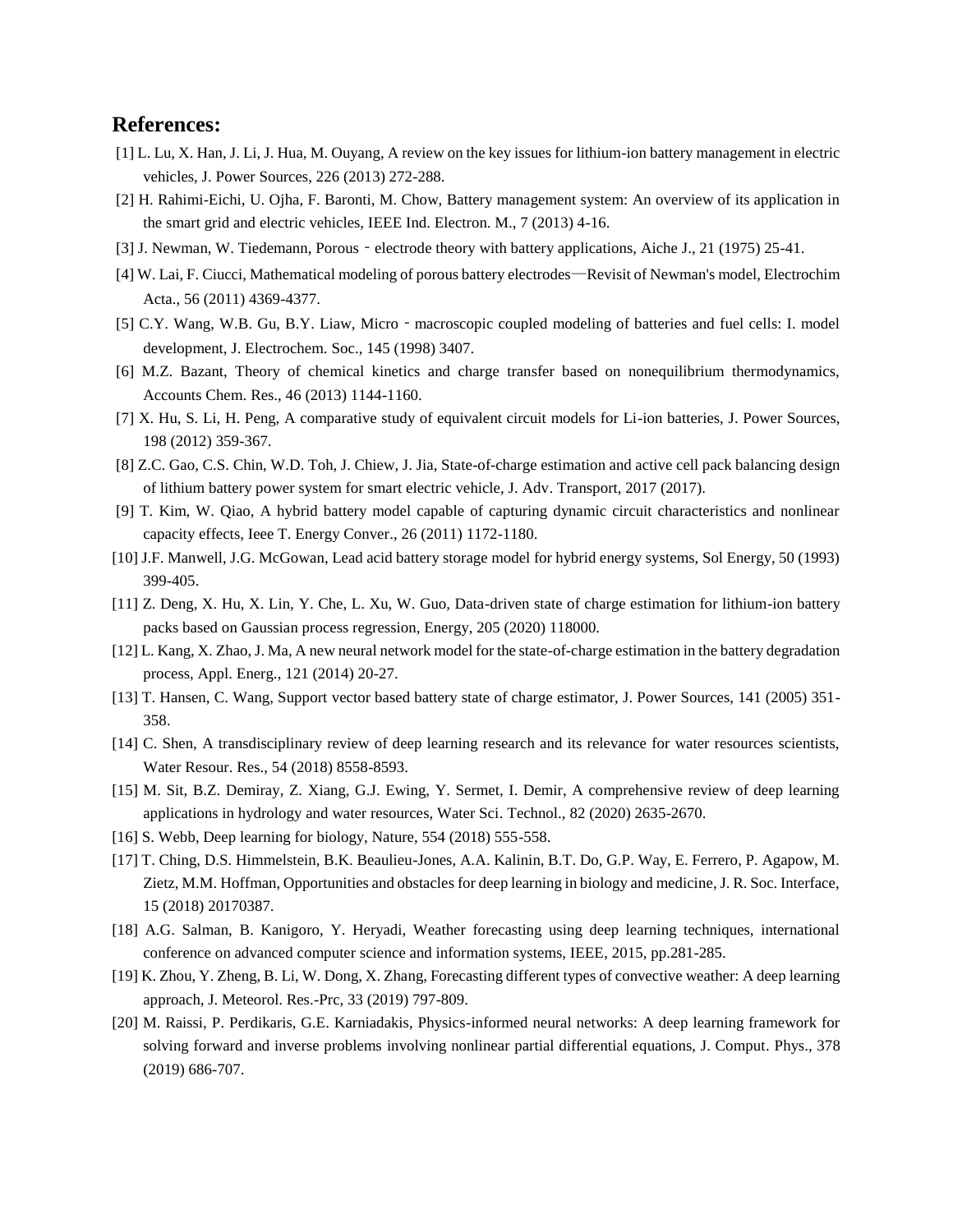## References:

[1] L. Lu, X. Han, J. Li, J. Hua, M. Ouyang, A review on the key issues for lithium-ion battery management in electric vehicles, J. Power Sources, 226 (2013) 272-288.

[2] H. Rahimi-Eichi, U. Ojha, F. Baronti, M. Chow, Battery management system: An overview of its application in the smart grid and electric vehicles, IEEE Ind. Electron. M., 7 (2013) 4-16.

[3] J. Newman, W. Tiedemann, Porous‐electrode theory with battery applications, Aiche J., 21 (1975) 25-41.

[4] W. Lai, F. Ciucci, Mathematical modeling of porous battery electrodes—Revisit of Newman's model, Electrochim Acta., 56 (2011) 4369-4377.

[5] C.Y. Wang, W.B. Gu, B.Y. Liaw, Micro‐macroscopic coupled modeling of batteries and fuel cells: I. model development, J. Electrochem. Soc., 145 (1998) 3407.

[6] M.Z. Bazant, Theory of chemical kinetics and charge transfer based on nonequilibrium thermodynamics, Accounts Chem. Res., 46 (2013) 1144-1160.

[7] X. Hu, S. Li, H. Peng, A comparative study of equivalent circuit models for Li-ion batteries, J. Power Sources, 198 (2012) 359-367.

[8] Z.C. Gao, C.S. Chin, W.D. Toh, J. Chiew, J. Jia, State-of-charge estimation and active cell pack balancing design of lithium battery power system for smart electric vehicle, J. Adv. Transport, 2017 (2017).

[9] T. Kim, W. Qiao, A hybrid battery model capable of capturing dynamic circuit characteristics and nonlinear capacity effects, Ieee T. Energy Conver., 26 (2011) 1172-1180.

[10] J.F. Manwell, J.G. McGowan, Lead acid battery storage model for hybrid energy systems, Sol Energy, 50 (1993) 399-405.

[11] Z. Deng, X. Hu, X. Lin, Y. Che, L. Xu, W. Guo, Data-driven state of charge estimation for lithium-ion battery packs based on Gaussian process regression, Energy, 205 (2020) 118000.

[12] L. Kang, X. Zhao, J. Ma, A new neural network model for the state-of-charge estimation in the battery degradation process, Appl. Energ., 121 (2014) 20-27.

[13] T. Hansen, C. Wang, Support vector based battery state of charge estimator, J. Power Sources, 141 (2005) 351-358.

[14] C. Shen, A transdisciplinary review of deep learning research and its relevance for water resources scientists, Water Resour. Res., 54 (2018) 8558-8593.

[15] M. Sit, B.Z. Demiray, Z. Xiang, G.J. Ewing, Y. Sermet, I. Demir, A comprehensive review of deep learning applications in hydrology and water resources, Water Sci. Technol., 82 (2020) 2635-2670.

[16] S. Webb, Deep learning for biology, Nature, 554 (2018) 555-558.

[17] T. Ching, D.S. Himmelstein, B.K. Beaulieu-Jones, A.A. Kalinin, B.T. Do, G.P. Way, E. Ferrero, P. Agapow, M. Zietz, M.M. Hoffman, Opportunities and obstacles for deep learning in biology and medicine, J. R. Soc. Interface, 15 (2018) 20170387.

[18] A.G. Salman, B. Kanigoro, Y. Heryadi, Weather forecasting using deep learning techniques, international conference on advanced computer science and information systems, IEEE, 2015, pp.281-285.

[19] K. Zhou, Y. Zheng, B. Li, W. Dong, X. Zhang, Forecasting different types of convective weather: A deep learning approach, J. Meteorol. Res.-Prc, 33 (2019) 797-809.

[20] M. Raissi, P. Perdikaris, G.E. Karniadakis, Physics-informed neural networks: A deep learning framework for solving forward and inverse problems involving nonlinear partial differential equations, J. Comput. Phys., 378 (2019) 686-707.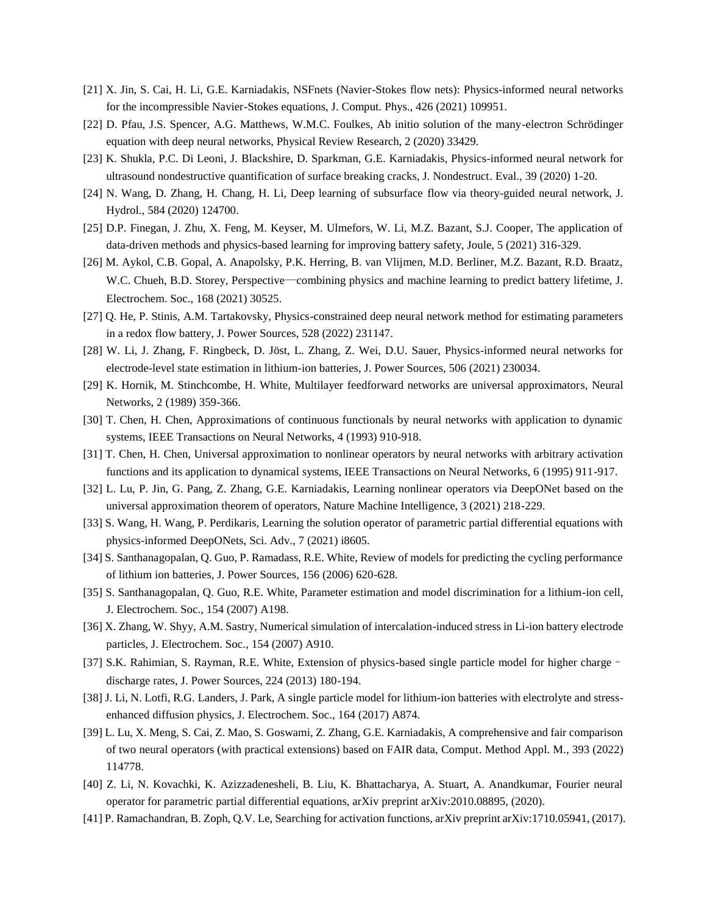[21] X. Jin, S. Cai, H. Li, G.E. Karniadakis, NSFnets (Navier-Stokes flow nets): Physics-informed neural networks for the incompressible Navier-Stokes equations, J. Comput. Phys., 426 (2021) 109951.

[22] D. Pfau, J.S. Spencer, A.G. Matthews, W.M.C. Foulkes, Ab initio solution of the many-electron Schrödinger equation with deep neural networks, Physical Review Research, 2 (2020) 33429.

[23] K. Shukla, P.C. Di Leoni, J. Blackshire, D. Sparkman, G.E. Karniadakis, Physics-informed neural network for ultrasound nondestructive quantification of surface breaking cracks, J. Nondestruct. Eval., 39 (2020) 1-20.

[24] N. Wang, D. Zhang, H. Chang, H. Li, Deep learning of subsurface flow via theory-guided neural network, J. Hydrol., 584 (2020) 124700.

[25] D.P. Finegan, J. Zhu, X. Feng, M. Keyser, M. Ulmefors, W. Li, M.Z. Bazant, S.J. Cooper, The application of data-driven methods and physics-based learning for improving battery safety, Joule, 5 (2021) 316-329.

[26] M. Aykol, C.B. Gopal, A. Anapolsky, P.K. Herring, B. van Vlijmen, M.D. Berliner, M.Z. Bazant, R.D. Braatz, W.C. Chueh, B.D. Storey, Perspective—combining physics and machine learning to predict battery lifetime, J. Electrochem. Soc., 168 (2021) 30525.

[27] Q. He, P. Stinis, A.M. Tartakovsky, Physics-constrained deep neural network method for estimating parameters in a redox flow battery, J. Power Sources, 528 (2022) 231147.

[28] W. Li, J. Zhang, F. Ringbeck, D. Jöst, L. Zhang, Z. Wei, D.U. Sauer, Physics-informed neural networks for electrode-level state estimation in lithium-ion batteries, J. Power Sources, 506 (2021) 230034.

[29] K. Hornik, M. Stinchcombe, H. White, Multilayer feedforward networks are universal approximators, Neural Networks, 2 (1989) 359-366.

[30] T. Chen, H. Chen, Approximations of continuous functionals by neural networks with application to dynamic systems, IEEE Transactions on Neural Networks, 4 (1993) 910-918.

[31] T. Chen, H. Chen, Universal approximation to nonlinear operators by neural networks with arbitrary activation functions and its application to dynamical systems, IEEE Transactions on Neural Networks, 6 (1995) 911-917.

[32] L. Lu, P. Jin, G. Pang, Z. Zhang, G.E. Karniadakis, Learning nonlinear operators via DeepONet based on the universal approximation theorem of operators, Nature Machine Intelligence, 3 (2021) 218-229.

[33] S. Wang, H. Wang, P. Perdikaris, Learning the solution operator of parametric partial differential equations with physics-informed DeepONets, Sci. Adv., 7 (2021) i8605.

[34] S. Santhanagopalan, Q. Guo, P. Ramadass, R.E. White, Review of models for predicting the cycling performance of lithium ion batteries, J. Power Sources, 156 (2006) 620-628.

[35] S. Santhanagopalan, Q. Guo, R.E. White, Parameter estimation and model discrimination for a lithium-ion cell, J. Electrochem. Soc., 154 (2007) A198.

[36] X. Zhang, W. Shyy, A.M. Sastry, Numerical simulation of intercalation-induced stress in Li-ion battery electrode particles, J. Electrochem. Soc., 154 (2007) A910.

[37] S.K. Rahimian, S. Rayman, R.E. White, Extension of physics-based single particle model for higher charge–discharge rates, J. Power Sources, 224 (2013) 180-194.

[38] J. Li, N. Lotfi, R.G. Landers, J. Park, A single particle model for lithium-ion batteries with electrolyte and stress-enhanced diffusion physics, J. Electrochem. Soc., 164 (2017) A874.

[39] L. Lu, X. Meng, S. Cai, Z. Mao, S. Goswami, Z. Zhang, G.E. Karniadakis, A comprehensive and fair comparison of two neural operators (with practical extensions) based on FAIR data, Comput. Method Appl. M., 393 (2022) 114778.

[40] Z. Li, N. Kovachki, K. Azizzadenesheli, B. Liu, K. Bhattacharya, A. Stuart, A. Anandkumar, Fourier neural operator for parametric partial differential equations, arXiv preprint arXiv:2010.08895, (2020).

[41] P. Ramachandran, B. Zoph, Q.V. Le, Searching for activation functions, arXiv preprint arXiv:1710.05941, (2017).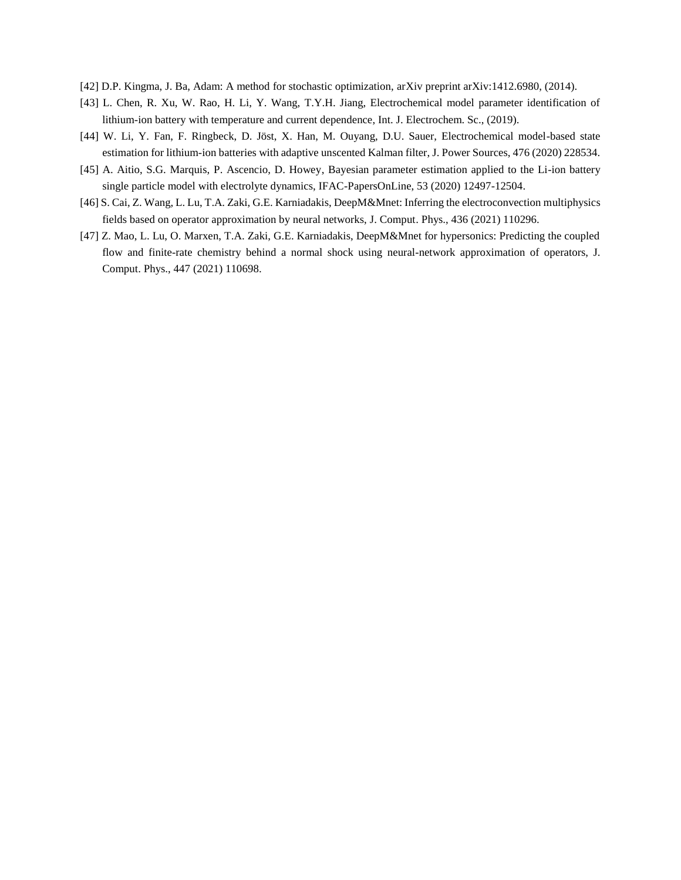[42] D.P. Kingma, J. Ba, Adam: A method for stochastic optimization, arXiv preprint arXiv:1412.6980, (2014).

[43] L. Chen, R. Xu, W. Rao, H. Li, Y. Wang, T.Y.H. Jiang, Electrochemical model parameter identification of lithium-ion battery with temperature and current dependence, Int. J. Electrochem. Sc., (2019).

[44] W. Li, Y. Fan, F. Ringbeck, D. Jöst, X. Han, M. Ouyang, D.U. Sauer, Electrochemical model-based state estimation for lithium-ion batteries with adaptive unscented Kalman filter, J. Power Sources, 476 (2020) 228534.

[45] A. Aitio, S.G. Marquis, P. Ascencio, D. Howey, Bayesian parameter estimation applied to the Li-ion battery single particle model with electrolyte dynamics, IFAC-PapersOnLine, 53 (2020) 12497-12504.

[46] S. Cai, Z. Wang, L. Lu, T.A. Zaki, G.E. Karniadakis, DeepM&Mnet: Inferring the electroconvection multiphysics fields based on operator approximation by neural networks, J. Comput. Phys., 436 (2021) 110296.

[47] Z. Mao, L. Lu, O. Marxen, T.A. Zaki, G.E. Karniadakis, DeepM&Mnet for hypersonics: Predicting the coupled flow and finite-rate chemistry behind a normal shock using neural-network approximation of operators, J. Comput. Phys., 447 (2021) 110698.